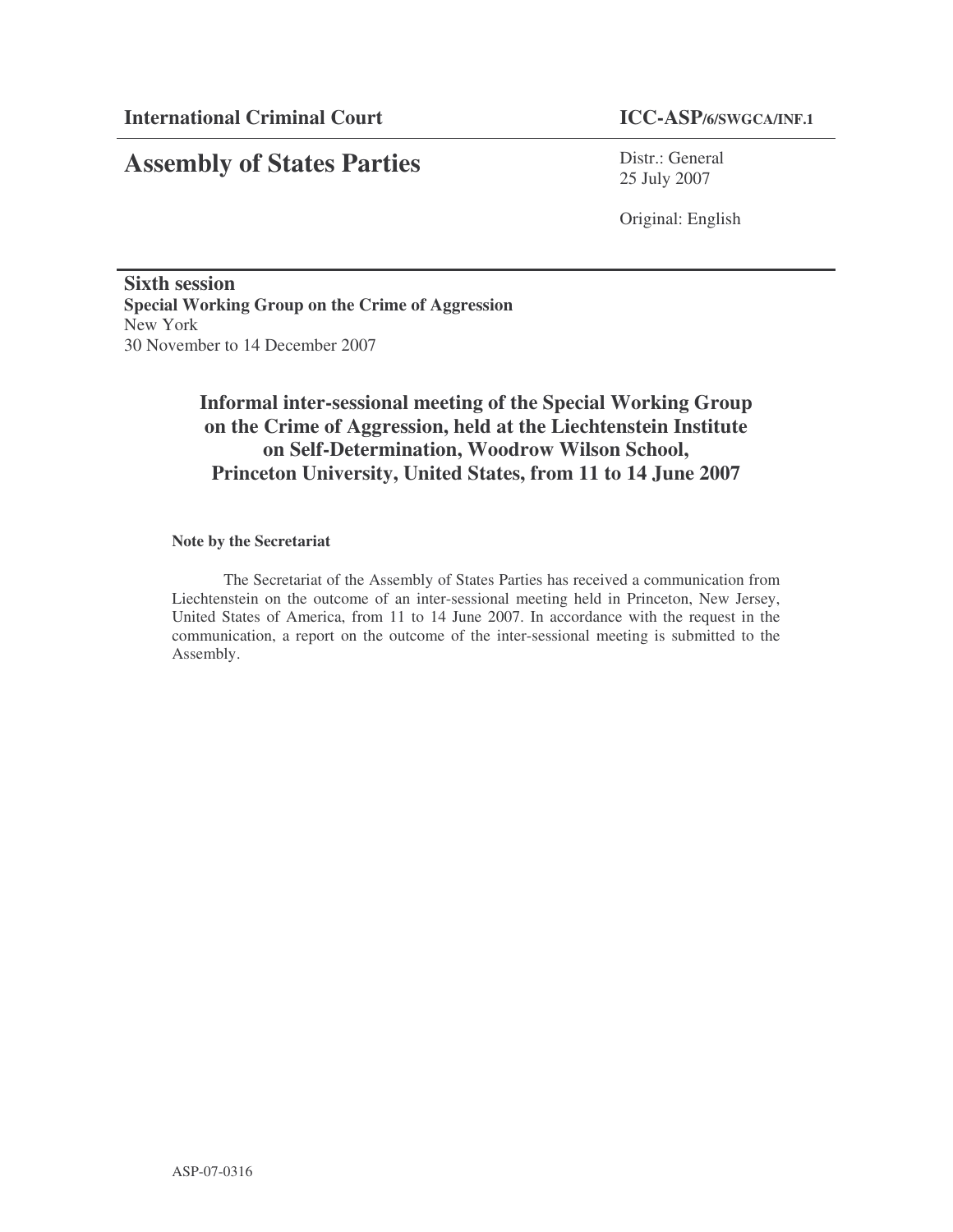**International Criminal Court** **ICC-ASP/6/SWGCA/INF.1**

# Assembly of States Parties

Distr.: General
25 July 2007

Original: English

**Sixth session**
**Special Working Group on the Crime of Aggression**
New York
30 November to 14 December 2007

## Informal inter-sessional meeting of the Special Working Group on the Crime of Aggression, held at the Liechtenstein Institute on Self-Determination, Woodrow Wilson School, Princeton University, United States, from 11 to 14 June 2007

**Note by the Secretariat**

The Secretariat of the Assembly of States Parties has received a communication from Liechtenstein on the outcome of an inter-sessional meeting held in Princeton, New Jersey, United States of America, from 11 to 14 June 2007. In accordance with the request in the communication, a report on the outcome of the inter-sessional meeting is submitted to the Assembly.

ASP-07-0316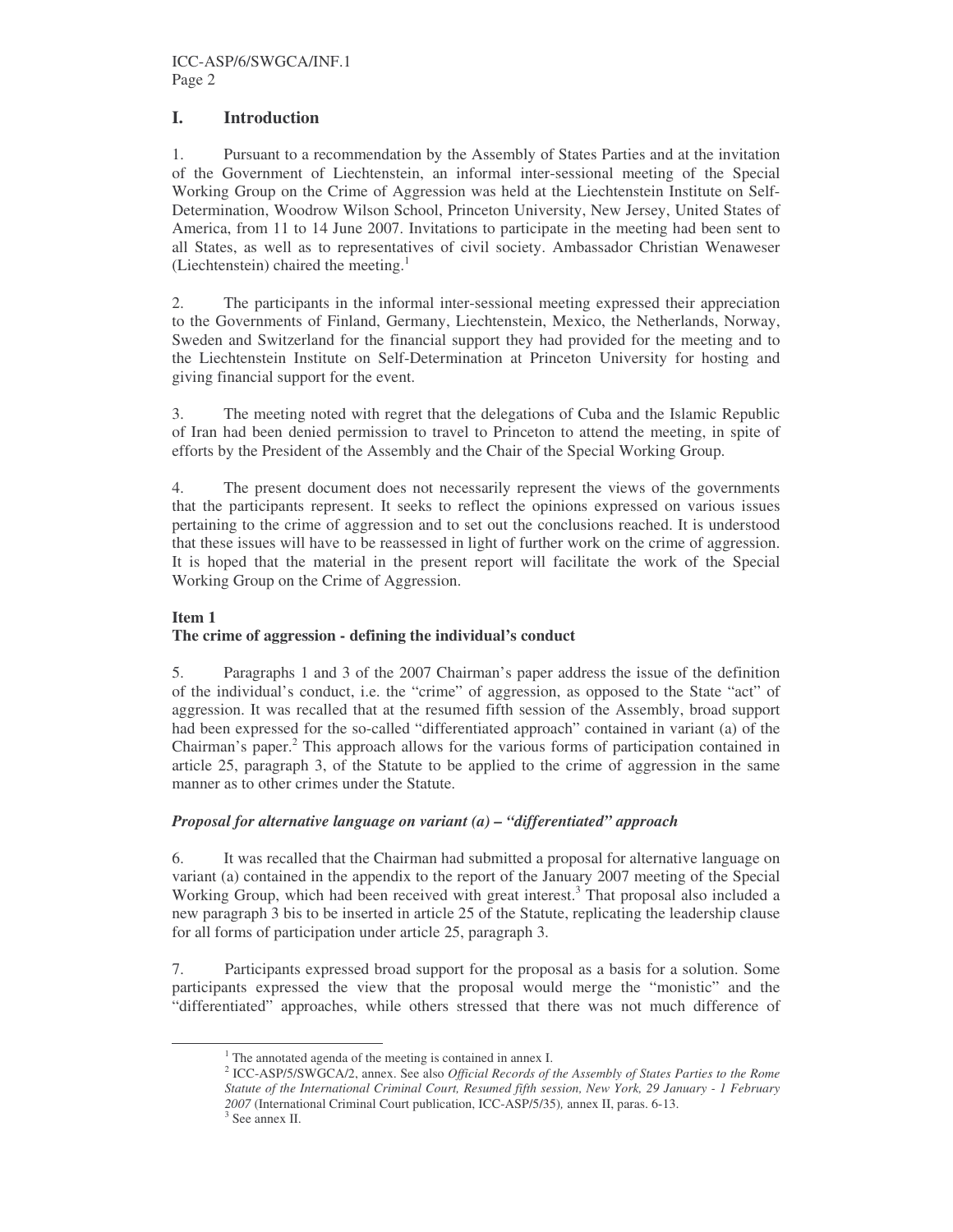## I. Introduction

1. Pursuant to a recommendation by the Assembly of States Parties and at the invitation of the Government of Liechtenstein, an informal inter-sessional meeting of the Special Working Group on the Crime of Aggression was held at the Liechtenstein Institute on Self-Determination, Woodrow Wilson School, Princeton University, New Jersey, United States of America, from 11 to 14 June 2007. Invitations to participate in the meeting had been sent to all States, as well as to representatives of civil society. Ambassador Christian Wenaweser (Liechtenstein) chaired the meeting.[1]

2. The participants in the informal inter-sessional meeting expressed their appreciation to the Governments of Finland, Germany, Liechtenstein, Mexico, the Netherlands, Norway, Sweden and Switzerland for the financial support they had provided for the meeting and to the Liechtenstein Institute on Self-Determination at Princeton University for hosting and giving financial support for the event.

3. The meeting noted with regret that the delegations of Cuba and the Islamic Republic of Iran had been denied permission to travel to Princeton to attend the meeting, in spite of efforts by the President of the Assembly and the Chair of the Special Working Group.

4. The present document does not necessarily represent the views of the governments that the participants represent. It seeks to reflect the opinions expressed on various issues pertaining to the crime of aggression and to set out the conclusions reached. It is understood that these issues will have to be reassessed in light of further work on the crime of aggression. It is hoped that the material in the present report will facilitate the work of the Special Working Group on the Crime of Aggression.

### Item 1
### The crime of aggression - defining the individual's conduct

5. Paragraphs 1 and 3 of the 2007 Chairman's paper address the issue of the definition of the individual's conduct, i.e. the "crime" of aggression, as opposed to the State "act" of aggression. It was recalled that at the resumed fifth session of the Assembly, broad support had been expressed for the so-called "differentiated approach" contained in variant (a) of the Chairman's paper.[2] This approach allows for the various forms of participation contained in article 25, paragraph 3, of the Statute to be applied to the crime of aggression in the same manner as to other crimes under the Statute.

***Proposal for alternative language on variant (a) – "differentiated" approach***

6. It was recalled that the Chairman had submitted a proposal for alternative language on variant (a) contained in the appendix to the report of the January 2007 meeting of the Special Working Group, which had been received with great interest.[3] That proposal also included a new paragraph 3 bis to be inserted in article 25 of the Statute, replicating the leadership clause for all forms of participation under article 25, paragraph 3.

7. Participants expressed broad support for the proposal as a basis for a solution. Some participants expressed the view that the proposal would merge the "monistic" and the "differentiated" approaches, while others stressed that there was not much difference of

---

[1] The annotated agenda of the meeting is contained in annex I.

[2] ICC-ASP/5/SWGCA/2, annex. See also *Official Records of the Assembly of States Parties to the Rome Statute of the International Criminal Court, Resumed fifth session, New York, 29 January - 1 February 2007* (International Criminal Court publication, ICC-ASP/5/35), annex II, paras. 6-13.

[3] See annex II.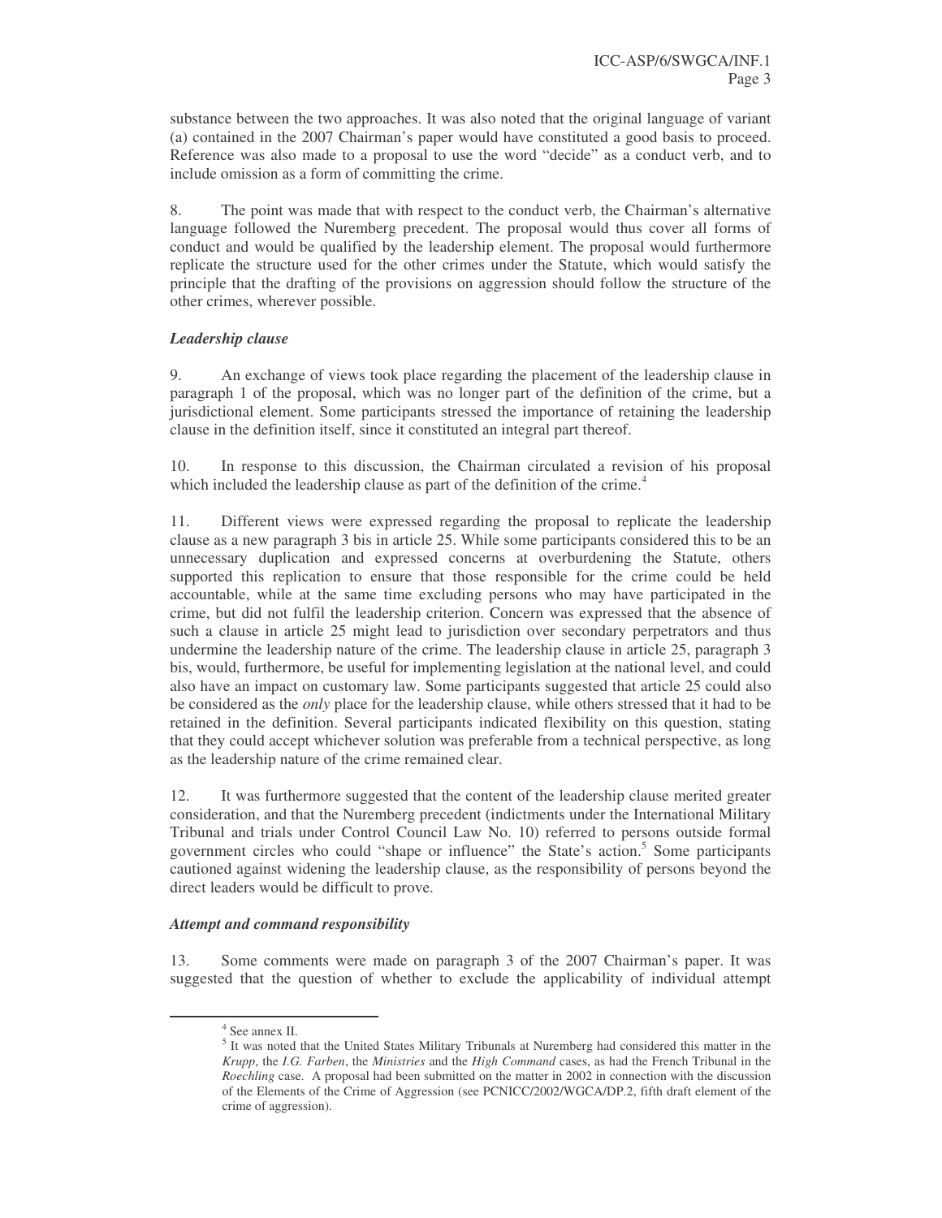substance between the two approaches. It was also noted that the original language of variant (a) contained in the 2007 Chairman's paper would have constituted a good basis to proceed. Reference was also made to a proposal to use the word "decide" as a conduct verb, and to include omission as a form of committing the crime.

8. The point was made that with respect to the conduct verb, the Chairman's alternative language followed the Nuremberg precedent. The proposal would thus cover all forms of conduct and would be qualified by the leadership element. The proposal would furthermore replicate the structure used for the other crimes under the Statute, which would satisfy the principle that the drafting of the provisions on aggression should follow the structure of the other crimes, wherever possible.

***Leadership clause***

9. An exchange of views took place regarding the placement of the leadership clause in paragraph 1 of the proposal, which was no longer part of the definition of the crime, but a jurisdictional element. Some participants stressed the importance of retaining the leadership clause in the definition itself, since it constituted an integral part thereof.

10. In response to this discussion, the Chairman circulated a revision of his proposal which included the leadership clause as part of the definition of the crime.[4]

11. Different views were expressed regarding the proposal to replicate the leadership clause as a new paragraph 3 bis in article 25. While some participants considered this to be an unnecessary duplication and expressed concerns at overburdening the Statute, others supported this replication to ensure that those responsible for the crime could be held accountable, while at the same time excluding persons who may have participated in the crime, but did not fulfil the leadership criterion. Concern was expressed that the absence of such a clause in article 25 might lead to jurisdiction over secondary perpetrators and thus undermine the leadership nature of the crime. The leadership clause in article 25, paragraph 3 bis, would, furthermore, be useful for implementing legislation at the national level, and could also have an impact on customary law. Some participants suggested that article 25 could also be considered as the *only* place for the leadership clause, while others stressed that it had to be retained in the definition. Several participants indicated flexibility on this question, stating that they could accept whichever solution was preferable from a technical perspective, as long as the leadership nature of the crime remained clear.

12. It was furthermore suggested that the content of the leadership clause merited greater consideration, and that the Nuremberg precedent (indictments under the International Military Tribunal and trials under Control Council Law No. 10) referred to persons outside formal government circles who could "shape or influence" the State's action.[5] Some participants cautioned against widening the leadership clause, as the responsibility of persons beyond the direct leaders would be difficult to prove.

***Attempt and command responsibility***

13. Some comments were made on paragraph 3 of the 2007 Chairman's paper. It was suggested that the question of whether to exclude the applicability of individual attempt

---

[4] See annex II.

[5] It was noted that the United States Military Tribunals at Nuremberg had considered this matter in the *Krupp*, the *I.G. Farben*, the *Ministries* and the *High Command* cases, as had the French Tribunal in the *Roechling* case. A proposal had been submitted on the matter in 2002 in connection with the discussion of the Elements of the Crime of Aggression (see PCNICC/2002/WGCA/DP.2, fifth draft element of the crime of aggression).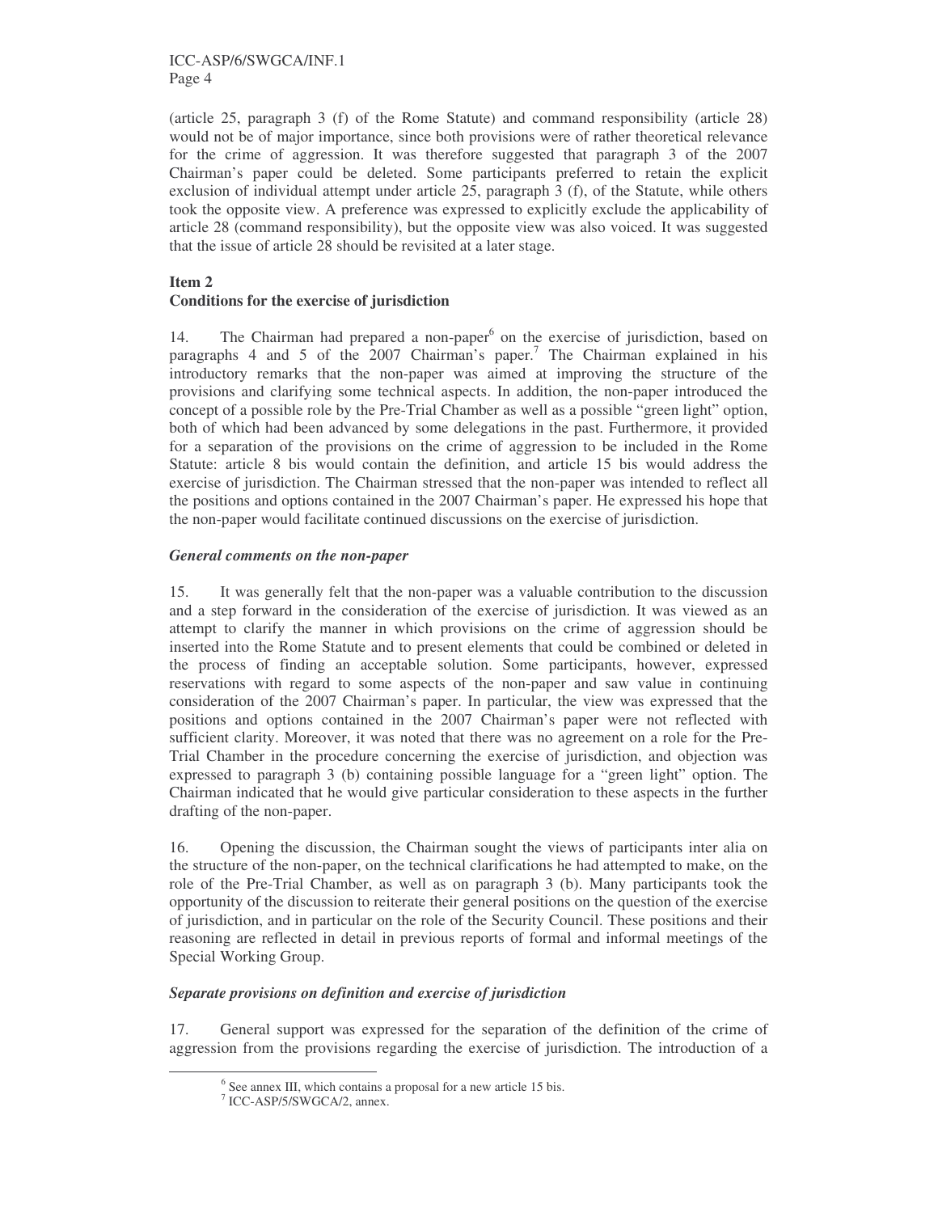(article 25, paragraph 3 (f) of the Rome Statute) and command responsibility (article 28) would not be of major importance, since both provisions were of rather theoretical relevance for the crime of aggression. It was therefore suggested that paragraph 3 of the 2007 Chairman's paper could be deleted. Some participants preferred to retain the explicit exclusion of individual attempt under article 25, paragraph 3 (f), of the Statute, while others took the opposite view. A preference was expressed to explicitly exclude the applicability of article 28 (command responsibility), but the opposite view was also voiced. It was suggested that the issue of article 28 should be revisited at a later stage.

## Item 2
## Conditions for the exercise of jurisdiction

14. The Chairman had prepared a non-paper[6] on the exercise of jurisdiction, based on paragraphs 4 and 5 of the 2007 Chairman's paper.[7] The Chairman explained in his introductory remarks that the non-paper was aimed at improving the structure of the provisions and clarifying some technical aspects. In addition, the non-paper introduced the concept of a possible role by the Pre-Trial Chamber as well as a possible "green light" option, both of which had been advanced by some delegations in the past. Furthermore, it provided for a separation of the provisions on the crime of aggression to be included in the Rome Statute: article 8 bis would contain the definition, and article 15 bis would address the exercise of jurisdiction. The Chairman stressed that the non-paper was intended to reflect all the positions and options contained in the 2007 Chairman's paper. He expressed his hope that the non-paper would facilitate continued discussions on the exercise of jurisdiction.

### *General comments on the non-paper*

15. It was generally felt that the non-paper was a valuable contribution to the discussion and a step forward in the consideration of the exercise of jurisdiction. It was viewed as an attempt to clarify the manner in which provisions on the crime of aggression should be inserted into the Rome Statute and to present elements that could be combined or deleted in the process of finding an acceptable solution. Some participants, however, expressed reservations with regard to some aspects of the non-paper and saw value in continuing consideration of the 2007 Chairman's paper. In particular, the view was expressed that the positions and options contained in the 2007 Chairman's paper were not reflected with sufficient clarity. Moreover, it was noted that there was no agreement on a role for the Pre-Trial Chamber in the procedure concerning the exercise of jurisdiction, and objection was expressed to paragraph 3 (b) containing possible language for a "green light" option. The Chairman indicated that he would give particular consideration to these aspects in the further drafting of the non-paper.

16. Opening the discussion, the Chairman sought the views of participants inter alia on the structure of the non-paper, on the technical clarifications he had attempted to make, on the role of the Pre-Trial Chamber, as well as on paragraph 3 (b). Many participants took the opportunity of the discussion to reiterate their general positions on the question of the exercise of jurisdiction, and in particular on the role of the Security Council. These positions and their reasoning are reflected in detail in previous reports of formal and informal meetings of the Special Working Group.

### *Separate provisions on definition and exercise of jurisdiction*

17. General support was expressed for the separation of the definition of the crime of aggression from the provisions regarding the exercise of jurisdiction. The introduction of a

---

[6] See annex III, which contains a proposal for a new article 15 bis.

[7] ICC-ASP/5/SWGCA/2, annex.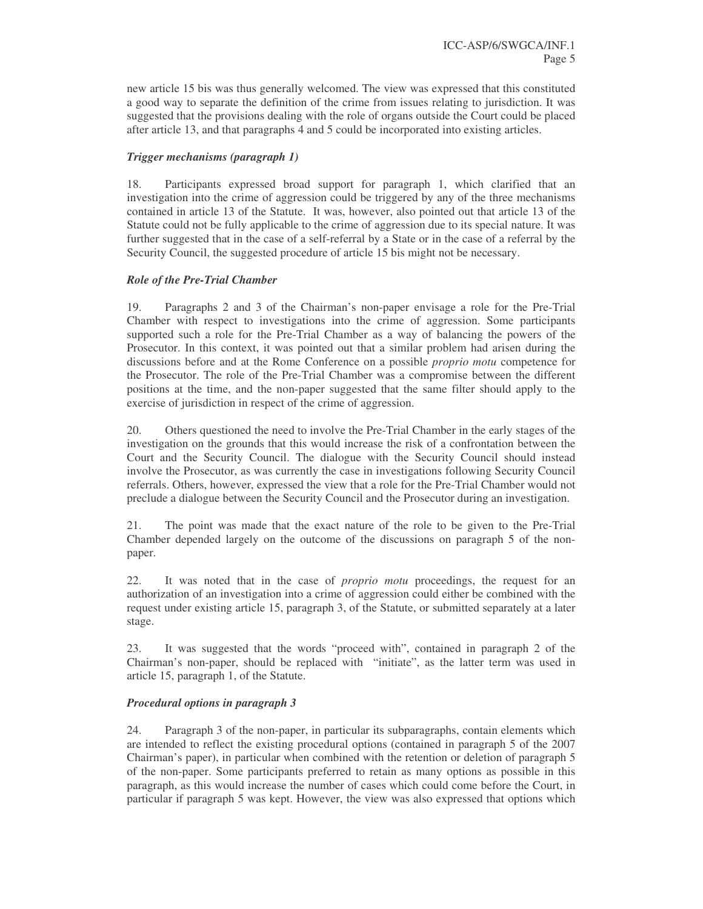new article 15 bis was thus generally welcomed. The view was expressed that this constituted a good way to separate the definition of the crime from issues relating to jurisdiction. It was suggested that the provisions dealing with the role of organs outside the Court could be placed after article 13, and that paragraphs 4 and 5 could be incorporated into existing articles.

### *Trigger mechanisms (paragraph 1)*

18. Participants expressed broad support for paragraph 1, which clarified that an investigation into the crime of aggression could be triggered by any of the three mechanisms contained in article 13 of the Statute. It was, however, also pointed out that article 13 of the Statute could not be fully applicable to the crime of aggression due to its special nature. It was further suggested that in the case of a self-referral by a State or in the case of a referral by the Security Council, the suggested procedure of article 15 bis might not be necessary.

### *Role of the Pre-Trial Chamber*

19. Paragraphs 2 and 3 of the Chairman's non-paper envisage a role for the Pre-Trial Chamber with respect to investigations into the crime of aggression. Some participants supported such a role for the Pre-Trial Chamber as a way of balancing the powers of the Prosecutor. In this context, it was pointed out that a similar problem had arisen during the discussions before and at the Rome Conference on a possible *proprio motu* competence for the Prosecutor. The role of the Pre-Trial Chamber was a compromise between the different positions at the time, and the non-paper suggested that the same filter should apply to the exercise of jurisdiction in respect of the crime of aggression.

20. Others questioned the need to involve the Pre-Trial Chamber in the early stages of the investigation on the grounds that this would increase the risk of a confrontation between the Court and the Security Council. The dialogue with the Security Council should instead involve the Prosecutor, as was currently the case in investigations following Security Council referrals. Others, however, expressed the view that a role for the Pre-Trial Chamber would not preclude a dialogue between the Security Council and the Prosecutor during an investigation.

21. The point was made that the exact nature of the role to be given to the Pre-Trial Chamber depended largely on the outcome of the discussions on paragraph 5 of the non-paper.

22. It was noted that in the case of *proprio motu* proceedings, the request for an authorization of an investigation into a crime of aggression could either be combined with the request under existing article 15, paragraph 3, of the Statute, or submitted separately at a later stage.

23. It was suggested that the words "proceed with", contained in paragraph 2 of the Chairman's non-paper, should be replaced with "initiate", as the latter term was used in article 15, paragraph 1, of the Statute.

### *Procedural options in paragraph 3*

24. Paragraph 3 of the non-paper, in particular its subparagraphs, contain elements which are intended to reflect the existing procedural options (contained in paragraph 5 of the 2007 Chairman's paper), in particular when combined with the retention or deletion of paragraph 5 of the non-paper. Some participants preferred to retain as many options as possible in this paragraph, as this would increase the number of cases which could come before the Court, in particular if paragraph 5 was kept. However, the view was also expressed that options which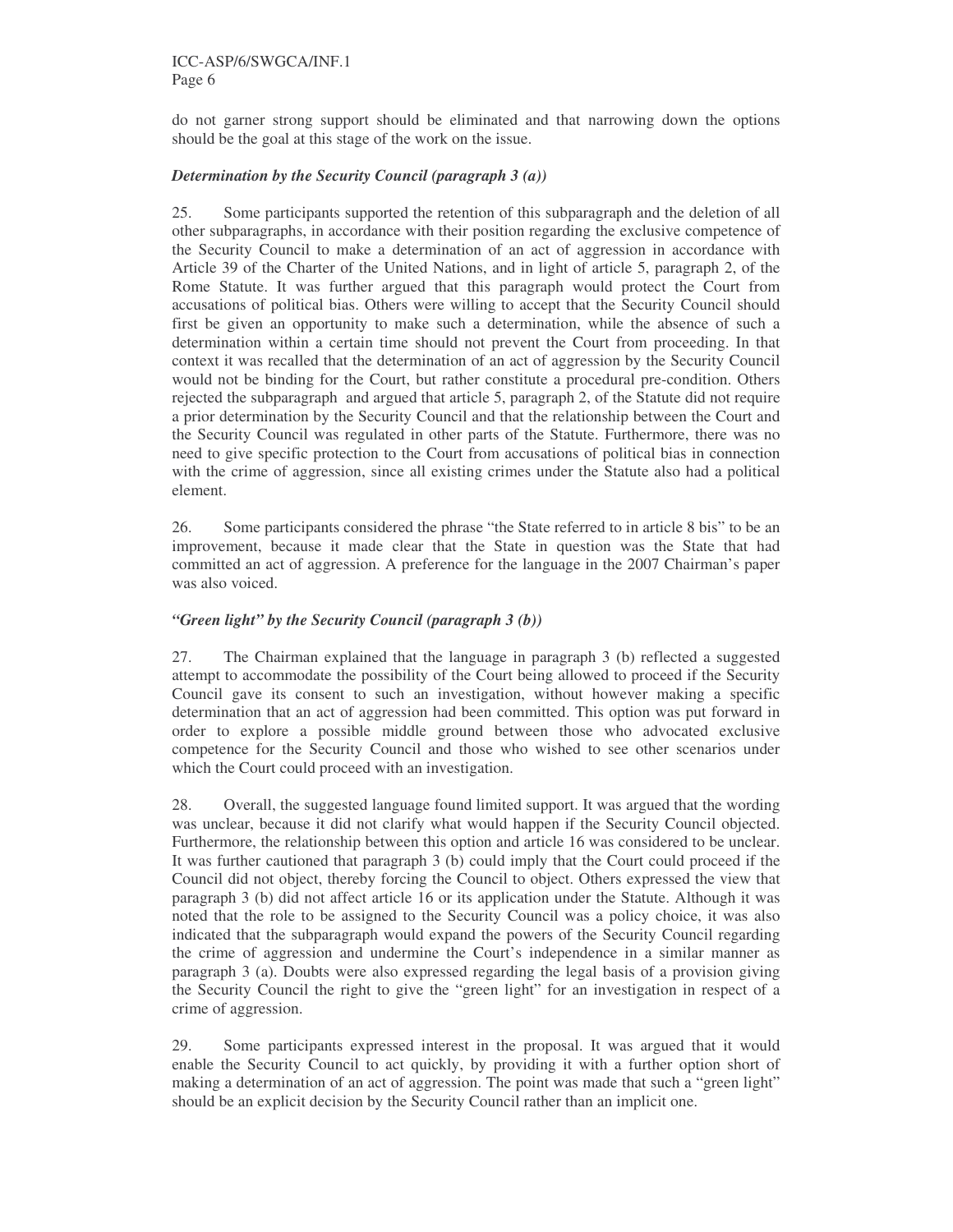do not garner strong support should be eliminated and that narrowing down the options should be the goal at this stage of the work on the issue.

### *Determination by the Security Council (paragraph 3 (a))*

25. Some participants supported the retention of this subparagraph and the deletion of all other subparagraphs, in accordance with their position regarding the exclusive competence of the Security Council to make a determination of an act of aggression in accordance with Article 39 of the Charter of the United Nations, and in light of article 5, paragraph 2, of the Rome Statute. It was further argued that this paragraph would protect the Court from accusations of political bias. Others were willing to accept that the Security Council should first be given an opportunity to make such a determination, while the absence of such a determination within a certain time should not prevent the Court from proceeding. In that context it was recalled that the determination of an act of aggression by the Security Council would not be binding for the Court, but rather constitute a procedural pre-condition. Others rejected the subparagraph and argued that article 5, paragraph 2, of the Statute did not require a prior determination by the Security Council and that the relationship between the Court and the Security Council was regulated in other parts of the Statute. Furthermore, there was no need to give specific protection to the Court from accusations of political bias in connection with the crime of aggression, since all existing crimes under the Statute also had a political element.

26. Some participants considered the phrase "the State referred to in article 8 bis" to be an improvement, because it made clear that the State in question was the State that had committed an act of aggression. A preference for the language in the 2007 Chairman's paper was also voiced.

### *"Green light" by the Security Council (paragraph 3 (b))*

27. The Chairman explained that the language in paragraph 3 (b) reflected a suggested attempt to accommodate the possibility of the Court being allowed to proceed if the Security Council gave its consent to such an investigation, without however making a specific determination that an act of aggression had been committed. This option was put forward in order to explore a possible middle ground between those who advocated exclusive competence for the Security Council and those who wished to see other scenarios under which the Court could proceed with an investigation.

28. Overall, the suggested language found limited support. It was argued that the wording was unclear, because it did not clarify what would happen if the Security Council objected. Furthermore, the relationship between this option and article 16 was considered to be unclear. It was further cautioned that paragraph 3 (b) could imply that the Court could proceed if the Council did not object, thereby forcing the Council to object. Others expressed the view that paragraph 3 (b) did not affect article 16 or its application under the Statute. Although it was noted that the role to be assigned to the Security Council was a policy choice, it was also indicated that the subparagraph would expand the powers of the Security Council regarding the crime of aggression and undermine the Court's independence in a similar manner as paragraph 3 (a). Doubts were also expressed regarding the legal basis of a provision giving the Security Council the right to give the "green light" for an investigation in respect of a crime of aggression.

29. Some participants expressed interest in the proposal. It was argued that it would enable the Security Council to act quickly, by providing it with a further option short of making a determination of an act of aggression. The point was made that such a "green light" should be an explicit decision by the Security Council rather than an implicit one.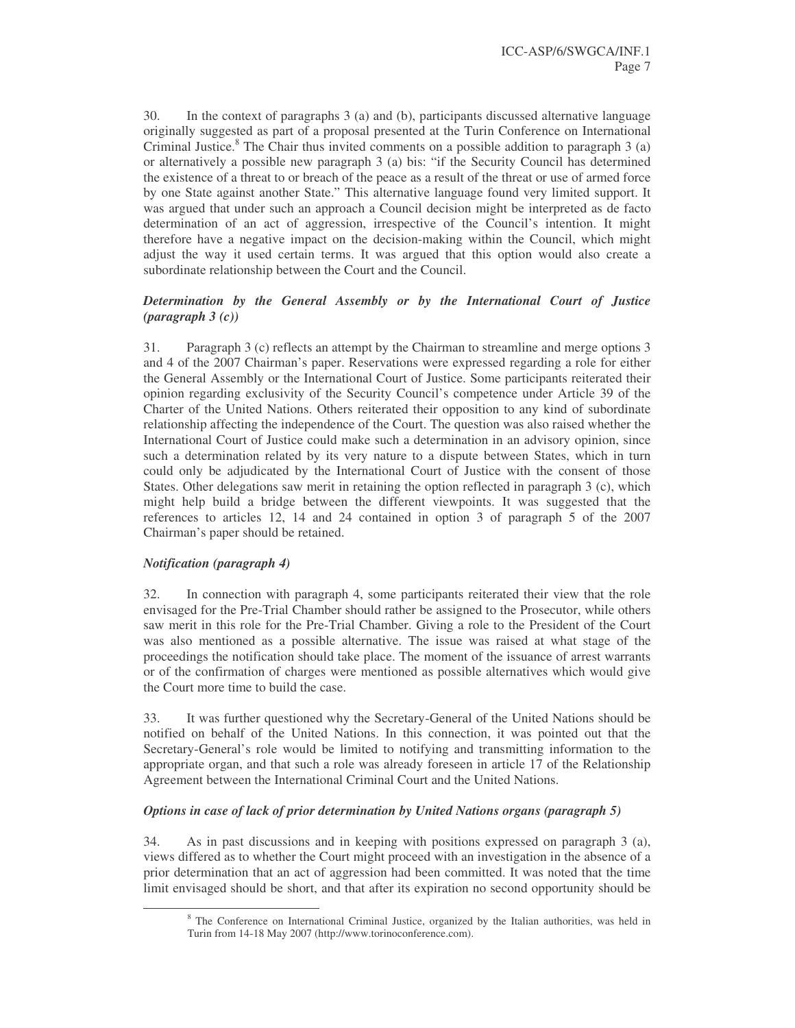30. In the context of paragraphs 3 (a) and (b), participants discussed alternative language originally suggested as part of a proposal presented at the Turin Conference on International Criminal Justice.[8] The Chair thus invited comments on a possible addition to paragraph 3 (a) or alternatively a possible new paragraph 3 (a) bis: "if the Security Council has determined the existence of a threat to or breach of the peace as a result of the threat or use of armed force by one State against another State." This alternative language found very limited support. It was argued that under such an approach a Council decision might be interpreted as de facto determination of an act of aggression, irrespective of the Council's intention. It might therefore have a negative impact on the decision-making within the Council, which might adjust the way it used certain terms. It was argued that this option would also create a subordinate relationship between the Court and the Council.

***Determination by the General Assembly or by the International Court of Justice (paragraph 3 (c))***

31. Paragraph 3 (c) reflects an attempt by the Chairman to streamline and merge options 3 and 4 of the 2007 Chairman's paper. Reservations were expressed regarding a role for either the General Assembly or the International Court of Justice. Some participants reiterated their opinion regarding exclusivity of the Security Council's competence under Article 39 of the Charter of the United Nations. Others reiterated their opposition to any kind of subordinate relationship affecting the independence of the Court. The question was also raised whether the International Court of Justice could make such a determination in an advisory opinion, since such a determination related by its very nature to a dispute between States, which in turn could only be adjudicated by the International Court of Justice with the consent of those States. Other delegations saw merit in retaining the option reflected in paragraph 3 (c), which might help build a bridge between the different viewpoints. It was suggested that the references to articles 12, 14 and 24 contained in option 3 of paragraph 5 of the 2007 Chairman's paper should be retained.

***Notification (paragraph 4)***

32. In connection with paragraph 4, some participants reiterated their view that the role envisaged for the Pre-Trial Chamber should rather be assigned to the Prosecutor, while others saw merit in this role for the Pre-Trial Chamber. Giving a role to the President of the Court was also mentioned as a possible alternative. The issue was raised at what stage of the proceedings the notification should take place. The moment of the issuance of arrest warrants or of the confirmation of charges were mentioned as possible alternatives which would give the Court more time to build the case.

33. It was further questioned why the Secretary-General of the United Nations should be notified on behalf of the United Nations. In this connection, it was pointed out that the Secretary-General's role would be limited to notifying and transmitting information to the appropriate organ, and that such a role was already foreseen in article 17 of the Relationship Agreement between the International Criminal Court and the United Nations.

***Options in case of lack of prior determination by United Nations organs (paragraph 5)***

34. As in past discussions and in keeping with positions expressed on paragraph 3 (a), views differed as to whether the Court might proceed with an investigation in the absence of a prior determination that an act of aggression had been committed. It was noted that the time limit envisaged should be short, and that after its expiration no second opportunity should be

---

[8] The Conference on International Criminal Justice, organized by the Italian authorities, was held in Turin from 14-18 May 2007 (http://www.torinoconference.com).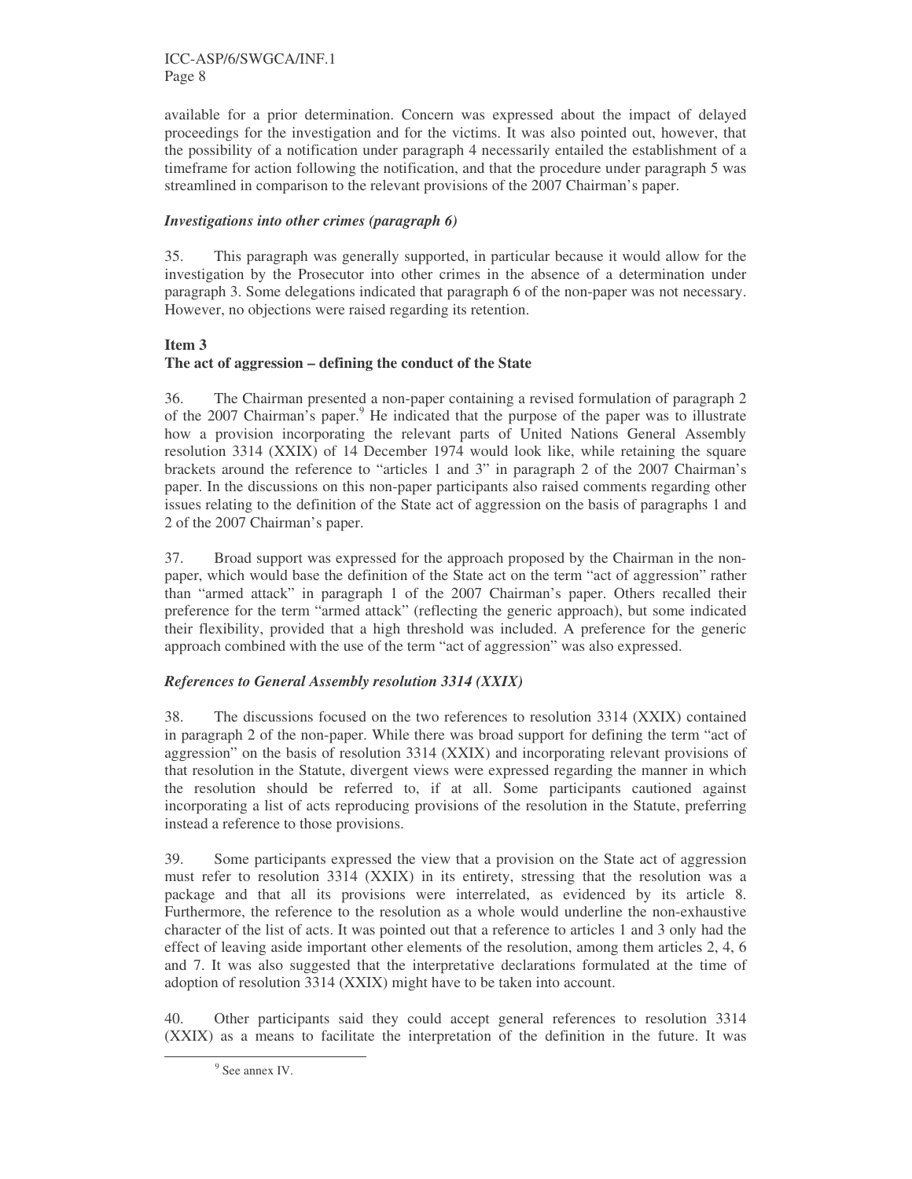available for a prior determination. Concern was expressed about the impact of delayed proceedings for the investigation and for the victims. It was also pointed out, however, that the possibility of a notification under paragraph 4 necessarily entailed the establishment of a timeframe for action following the notification, and that the procedure under paragraph 5 was streamlined in comparison to the relevant provisions of the 2007 Chairman's paper.

***Investigations into other crimes (paragraph 6)***

35. This paragraph was generally supported, in particular because it would allow for the investigation by the Prosecutor into other crimes in the absence of a determination under paragraph 3. Some delegations indicated that paragraph 6 of the non-paper was not necessary. However, no objections were raised regarding its retention.

**Item 3**
**The act of aggression – defining the conduct of the State**

36. The Chairman presented a non-paper containing a revised formulation of paragraph 2 of the 2007 Chairman's paper.[9] He indicated that the purpose of the paper was to illustrate how a provision incorporating the relevant parts of United Nations General Assembly resolution 3314 (XXIX) of 14 December 1974 would look like, while retaining the square brackets around the reference to "articles 1 and 3" in paragraph 2 of the 2007 Chairman's paper. In the discussions on this non-paper participants also raised comments regarding other issues relating to the definition of the State act of aggression on the basis of paragraphs 1 and 2 of the 2007 Chairman's paper.

37. Broad support was expressed for the approach proposed by the Chairman in the non-paper, which would base the definition of the State act on the term "act of aggression" rather than "armed attack" in paragraph 1 of the 2007 Chairman's paper. Others recalled their preference for the term "armed attack" (reflecting the generic approach), but some indicated their flexibility, provided that a high threshold was included. A preference for the generic approach combined with the use of the term "act of aggression" was also expressed.

***References to General Assembly resolution 3314 (XXIX)***

38. The discussions focused on the two references to resolution 3314 (XXIX) contained in paragraph 2 of the non-paper. While there was broad support for defining the term "act of aggression" on the basis of resolution 3314 (XXIX) and incorporating relevant provisions of that resolution in the Statute, divergent views were expressed regarding the manner in which the resolution should be referred to, if at all. Some participants cautioned against incorporating a list of acts reproducing provisions of the resolution in the Statute, preferring instead a reference to those provisions.

39. Some participants expressed the view that a provision on the State act of aggression must refer to resolution 3314 (XXIX) in its entirety, stressing that the resolution was a package and that all its provisions were interrelated, as evidenced by its article 8. Furthermore, the reference to the resolution as a whole would underline the non-exhaustive character of the list of acts. It was pointed out that a reference to articles 1 and 3 only had the effect of leaving aside important other elements of the resolution, among them articles 2, 4, 6 and 7. It was also suggested that the interpretative declarations formulated at the time of adoption of resolution 3314 (XXIX) might have to be taken into account.

40. Other participants said they could accept general references to resolution 3314 (XXIX) as a means to facilitate the interpretation of the definition in the future. It was

[9] See annex IV.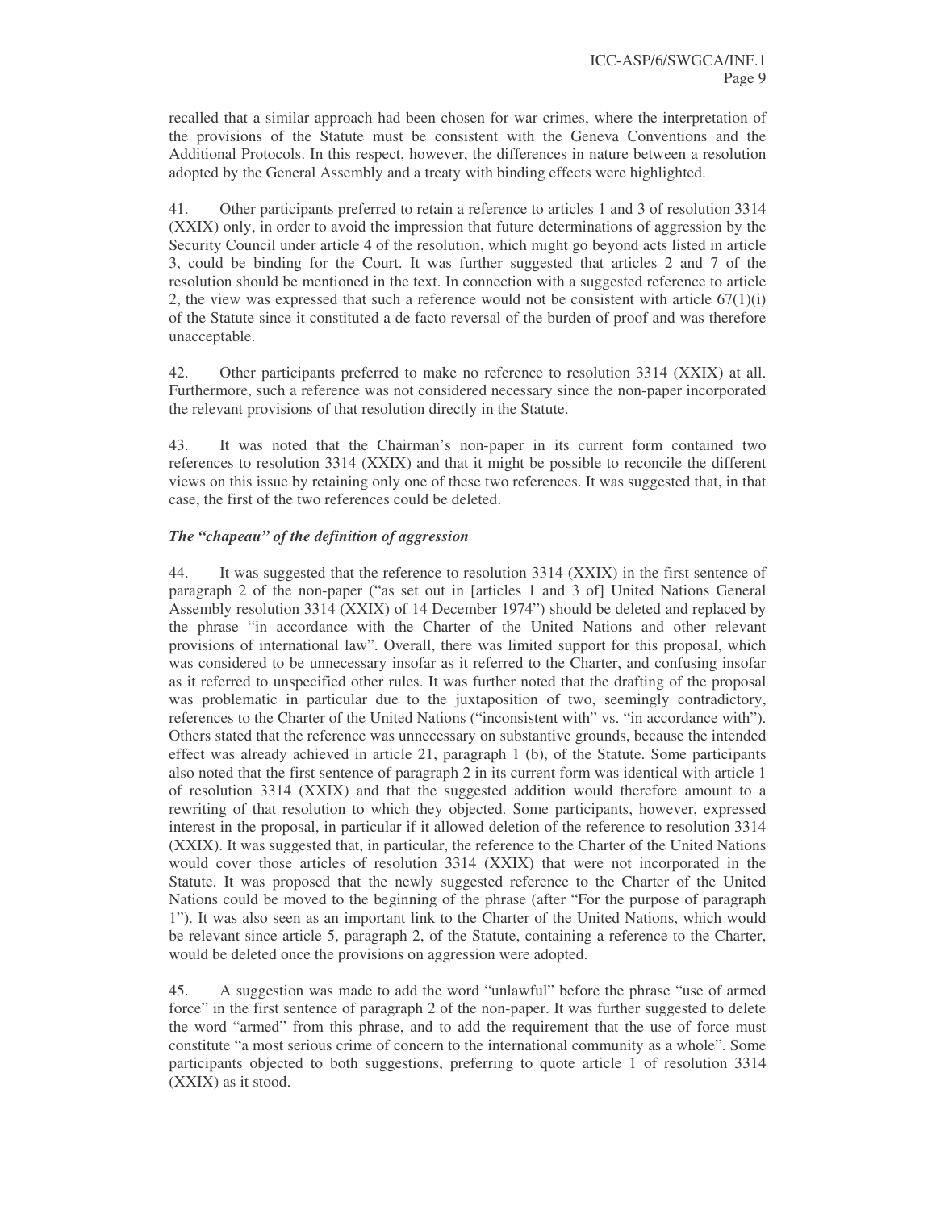recalled that a similar approach had been chosen for war crimes, where the interpretation of the provisions of the Statute must be consistent with the Geneva Conventions and the Additional Protocols. In this respect, however, the differences in nature between a resolution adopted by the General Assembly and a treaty with binding effects were highlighted.

41. Other participants preferred to retain a reference to articles 1 and 3 of resolution 3314 (XXIX) only, in order to avoid the impression that future determinations of aggression by the Security Council under article 4 of the resolution, which might go beyond acts listed in article 3, could be binding for the Court. It was further suggested that articles 2 and 7 of the resolution should be mentioned in the text. In connection with a suggested reference to article 2, the view was expressed that such a reference would not be consistent with article 67(1)(i) of the Statute since it constituted a de facto reversal of the burden of proof and was therefore unacceptable.

42. Other participants preferred to make no reference to resolution 3314 (XXIX) at all. Furthermore, such a reference was not considered necessary since the non-paper incorporated the relevant provisions of that resolution directly in the Statute.

43. It was noted that the Chairman's non-paper in its current form contained two references to resolution 3314 (XXIX) and that it might be possible to reconcile the different views on this issue by retaining only one of these two references. It was suggested that, in that case, the first of the two references could be deleted.

### *The "chapeau" of the definition of aggression*

44. It was suggested that the reference to resolution 3314 (XXIX) in the first sentence of paragraph 2 of the non-paper ("as set out in [articles 1 and 3 of] United Nations General Assembly resolution 3314 (XXIX) of 14 December 1974") should be deleted and replaced by the phrase "in accordance with the Charter of the United Nations and other relevant provisions of international law". Overall, there was limited support for this proposal, which was considered to be unnecessary insofar as it referred to the Charter, and confusing insofar as it referred to unspecified other rules. It was further noted that the drafting of the proposal was problematic in particular due to the juxtaposition of two, seemingly contradictory, references to the Charter of the United Nations ("inconsistent with" vs. "in accordance with"). Others stated that the reference was unnecessary on substantive grounds, because the intended effect was already achieved in article 21, paragraph 1 (b), of the Statute. Some participants also noted that the first sentence of paragraph 2 in its current form was identical with article 1 of resolution 3314 (XXIX) and that the suggested addition would therefore amount to a rewriting of that resolution to which they objected. Some participants, however, expressed interest in the proposal, in particular if it allowed deletion of the reference to resolution 3314 (XXIX). It was suggested that, in particular, the reference to the Charter of the United Nations would cover those articles of resolution 3314 (XXIX) that were not incorporated in the Statute. It was proposed that the newly suggested reference to the Charter of the United Nations could be moved to the beginning of the phrase (after "For the purpose of paragraph 1"). It was also seen as an important link to the Charter of the United Nations, which would be relevant since article 5, paragraph 2, of the Statute, containing a reference to the Charter, would be deleted once the provisions on aggression were adopted.

45. A suggestion was made to add the word "unlawful" before the phrase "use of armed force" in the first sentence of paragraph 2 of the non-paper. It was further suggested to delete the word "armed" from this phrase, and to add the requirement that the use of force must constitute "a most serious crime of concern to the international community as a whole". Some participants objected to both suggestions, preferring to quote article 1 of resolution 3314 (XXIX) as it stood.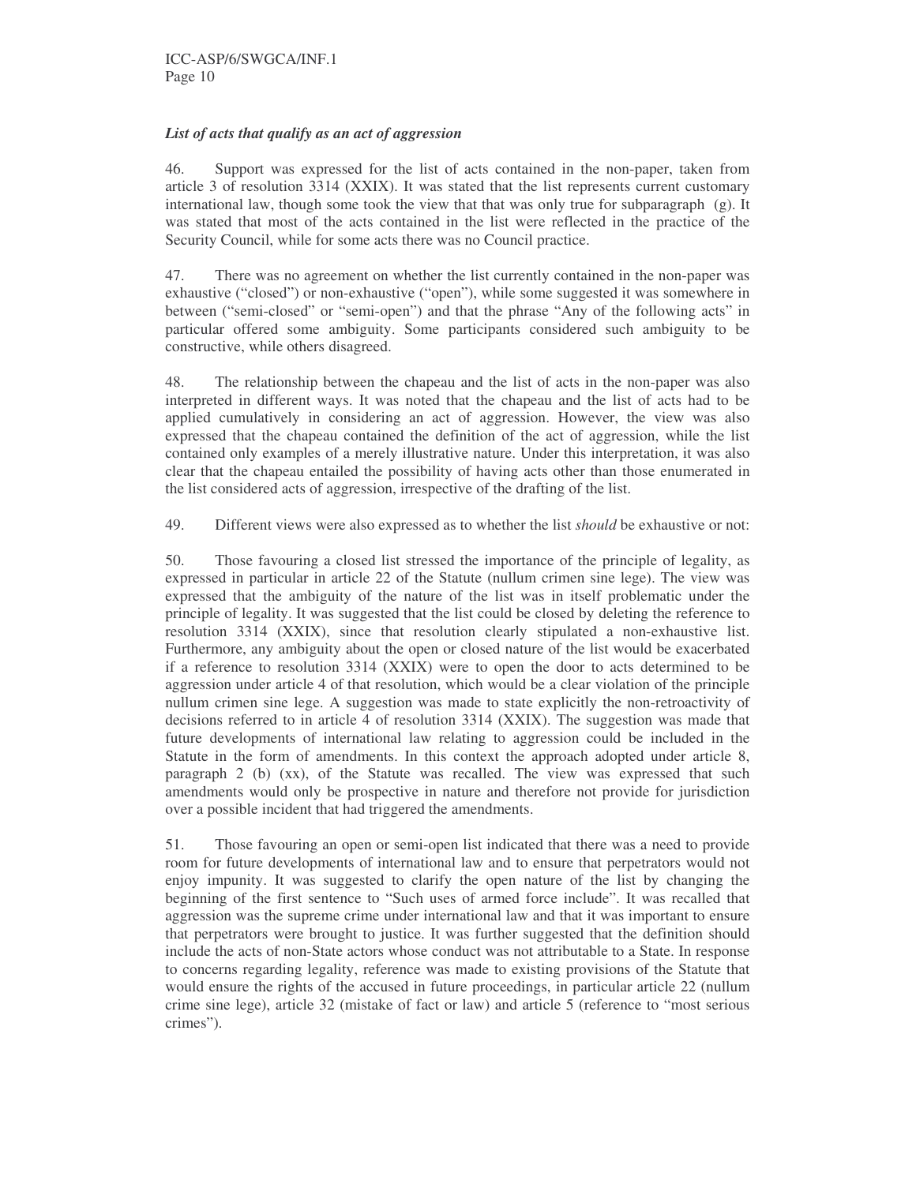### *List of acts that qualify as an act of aggression*

46. Support was expressed for the list of acts contained in the non-paper, taken from article 3 of resolution 3314 (XXIX). It was stated that the list represents current customary international law, though some took the view that that was only true for subparagraph (g). It was stated that most of the acts contained in the list were reflected in the practice of the Security Council, while for some acts there was no Council practice.

47. There was no agreement on whether the list currently contained in the non-paper was exhaustive ("closed") or non-exhaustive ("open"), while some suggested it was somewhere in between ("semi-closed" or "semi-open") and that the phrase "Any of the following acts" in particular offered some ambiguity. Some participants considered such ambiguity to be constructive, while others disagreed.

48. The relationship between the chapeau and the list of acts in the non-paper was also interpreted in different ways. It was noted that the chapeau and the list of acts had to be applied cumulatively in considering an act of aggression. However, the view was also expressed that the chapeau contained the definition of the act of aggression, while the list contained only examples of a merely illustrative nature. Under this interpretation, it was also clear that the chapeau entailed the possibility of having acts other than those enumerated in the list considered acts of aggression, irrespective of the drafting of the list.

49. Different views were also expressed as to whether the list *should* be exhaustive or not:

50. Those favouring a closed list stressed the importance of the principle of legality, as expressed in particular in article 22 of the Statute (nullum crimen sine lege). The view was expressed that the ambiguity of the nature of the list was in itself problematic under the principle of legality. It was suggested that the list could be closed by deleting the reference to resolution 3314 (XXIX), since that resolution clearly stipulated a non-exhaustive list. Furthermore, any ambiguity about the open or closed nature of the list would be exacerbated if a reference to resolution 3314 (XXIX) were to open the door to acts determined to be aggression under article 4 of that resolution, which would be a clear violation of the principle nullum crimen sine lege. A suggestion was made to state explicitly the non-retroactivity of decisions referred to in article 4 of resolution 3314 (XXIX). The suggestion was made that future developments of international law relating to aggression could be included in the Statute in the form of amendments. In this context the approach adopted under article 8, paragraph 2 (b) (xx), of the Statute was recalled. The view was expressed that such amendments would only be prospective in nature and therefore not provide for jurisdiction over a possible incident that had triggered the amendments.

51. Those favouring an open or semi-open list indicated that there was a need to provide room for future developments of international law and to ensure that perpetrators would not enjoy impunity. It was suggested to clarify the open nature of the list by changing the beginning of the first sentence to "Such uses of armed force include". It was recalled that aggression was the supreme crime under international law and that it was important to ensure that perpetrators were brought to justice. It was further suggested that the definition should include the acts of non-State actors whose conduct was not attributable to a State. In response to concerns regarding legality, reference was made to existing provisions of the Statute that would ensure the rights of the accused in future proceedings, in particular article 22 (nullum crime sine lege), article 32 (mistake of fact or law) and article 5 (reference to "most serious crimes").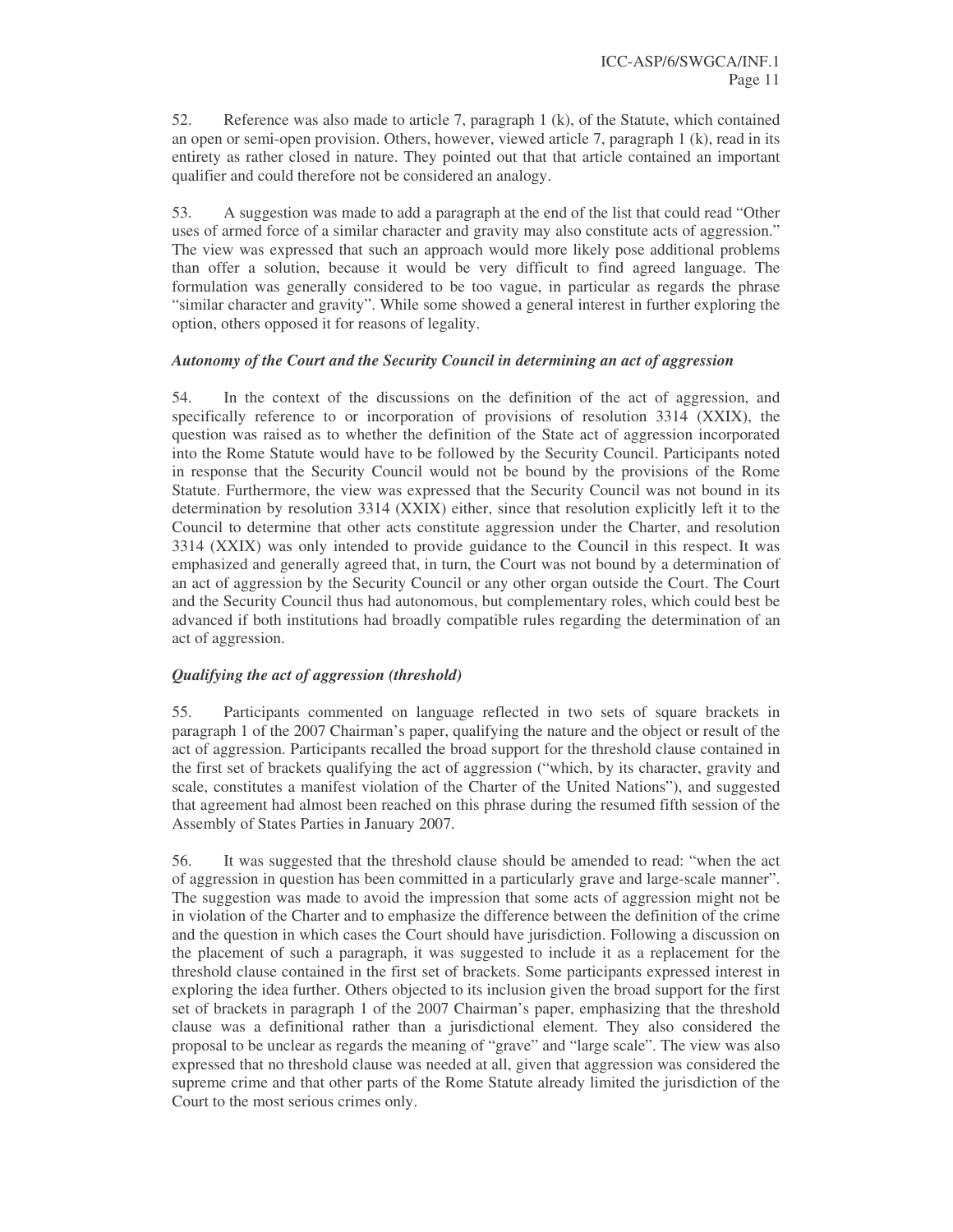52. Reference was also made to article 7, paragraph 1 (k), of the Statute, which contained an open or semi-open provision. Others, however, viewed article 7, paragraph 1 (k), read in its entirety as rather closed in nature. They pointed out that that article contained an important qualifier and could therefore not be considered an analogy.

53. A suggestion was made to add a paragraph at the end of the list that could read "Other uses of armed force of a similar character and gravity may also constitute acts of aggression." The view was expressed that such an approach would more likely pose additional problems than offer a solution, because it would be very difficult to find agreed language. The formulation was generally considered to be too vague, in particular as regards the phrase "similar character and gravity". While some showed a general interest in further exploring the option, others opposed it for reasons of legality.

***Autonomy of the Court and the Security Council in determining an act of aggression***

54. In the context of the discussions on the definition of the act of aggression, and specifically reference to or incorporation of provisions of resolution 3314 (XXIX), the question was raised as to whether the definition of the State act of aggression incorporated into the Rome Statute would have to be followed by the Security Council. Participants noted in response that the Security Council would not be bound by the provisions of the Rome Statute. Furthermore, the view was expressed that the Security Council was not bound in its determination by resolution 3314 (XXIX) either, since that resolution explicitly left it to the Council to determine that other acts constitute aggression under the Charter, and resolution 3314 (XXIX) was only intended to provide guidance to the Council in this respect. It was emphasized and generally agreed that, in turn, the Court was not bound by a determination of an act of aggression by the Security Council or any other organ outside the Court. The Court and the Security Council thus had autonomous, but complementary roles, which could best be advanced if both institutions had broadly compatible rules regarding the determination of an act of aggression.

***Qualifying the act of aggression (threshold)***

55. Participants commented on language reflected in two sets of square brackets in paragraph 1 of the 2007 Chairman's paper, qualifying the nature and the object or result of the act of aggression. Participants recalled the broad support for the threshold clause contained in the first set of brackets qualifying the act of aggression ("which, by its character, gravity and scale, constitutes a manifest violation of the Charter of the United Nations"), and suggested that agreement had almost been reached on this phrase during the resumed fifth session of the Assembly of States Parties in January 2007.

56. It was suggested that the threshold clause should be amended to read: "when the act of aggression in question has been committed in a particularly grave and large-scale manner". The suggestion was made to avoid the impression that some acts of aggression might not be in violation of the Charter and to emphasize the difference between the definition of the crime and the question in which cases the Court should have jurisdiction. Following a discussion on the placement of such a paragraph, it was suggested to include it as a replacement for the threshold clause contained in the first set of brackets. Some participants expressed interest in exploring the idea further. Others objected to its inclusion given the broad support for the first set of brackets in paragraph 1 of the 2007 Chairman's paper, emphasizing that the threshold clause was a definitional rather than a jurisdictional element. They also considered the proposal to be unclear as regards the meaning of "grave" and "large scale". The view was also expressed that no threshold clause was needed at all, given that aggression was considered the supreme crime and that other parts of the Rome Statute already limited the jurisdiction of the Court to the most serious crimes only.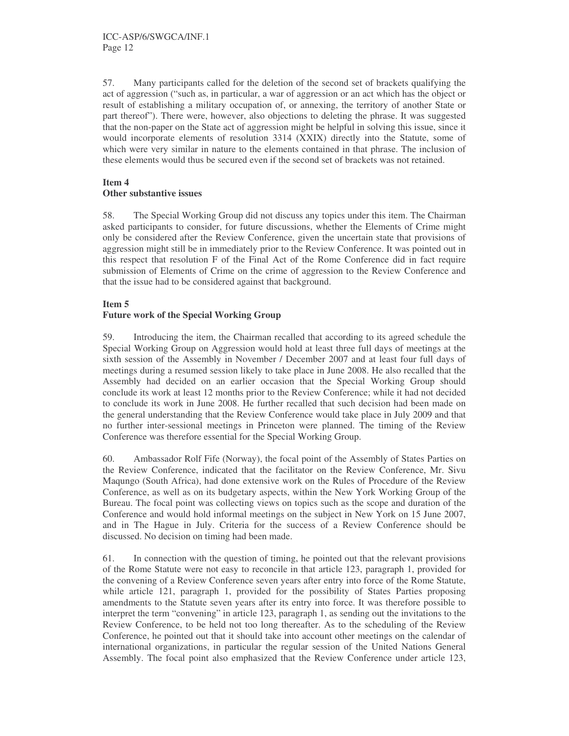57. Many participants called for the deletion of the second set of brackets qualifying the act of aggression ("such as, in particular, a war of aggression or an act which has the object or result of establishing a military occupation of, or annexing, the territory of another State or part thereof"). There were, however, also objections to deleting the phrase. It was suggested that the non-paper on the State act of aggression might be helpful in solving this issue, since it would incorporate elements of resolution 3314 (XXIX) directly into the Statute, some of which were very similar in nature to the elements contained in that phrase. The inclusion of these elements would thus be secured even if the second set of brackets was not retained.

**Item 4**
**Other substantive issues**

58. The Special Working Group did not discuss any topics under this item. The Chairman asked participants to consider, for future discussions, whether the Elements of Crime might only be considered after the Review Conference, given the uncertain state that provisions of aggression might still be in immediately prior to the Review Conference. It was pointed out in this respect that resolution F of the Final Act of the Rome Conference did in fact require submission of Elements of Crime on the crime of aggression to the Review Conference and that the issue had to be considered against that background.

**Item 5**
**Future work of the Special Working Group**

59. Introducing the item, the Chairman recalled that according to its agreed schedule the Special Working Group on Aggression would hold at least three full days of meetings at the sixth session of the Assembly in November / December 2007 and at least four full days of meetings during a resumed session likely to take place in June 2008. He also recalled that the Assembly had decided on an earlier occasion that the Special Working Group should conclude its work at least 12 months prior to the Review Conference; while it had not decided to conclude its work in June 2008. He further recalled that such decision had been made on the general understanding that the Review Conference would take place in July 2009 and that no further inter-sessional meetings in Princeton were planned. The timing of the Review Conference was therefore essential for the Special Working Group.

60. Ambassador Rolf Fife (Norway), the focal point of the Assembly of States Parties on the Review Conference, indicated that the facilitator on the Review Conference, Mr. Sivu Maqungo (South Africa), had done extensive work on the Rules of Procedure of the Review Conference, as well as on its budgetary aspects, within the New York Working Group of the Bureau. The focal point was collecting views on topics such as the scope and duration of the Conference and would hold informal meetings on the subject in New York on 15 June 2007, and in The Hague in July. Criteria for the success of a Review Conference should be discussed. No decision on timing had been made.

61. In connection with the question of timing, he pointed out that the relevant provisions of the Rome Statute were not easy to reconcile in that article 123, paragraph 1, provided for the convening of a Review Conference seven years after entry into force of the Rome Statute, while article 121, paragraph 1, provided for the possibility of States Parties proposing amendments to the Statute seven years after its entry into force. It was therefore possible to interpret the term "convening" in article 123, paragraph 1, as sending out the invitations to the Review Conference, to be held not too long thereafter. As to the scheduling of the Review Conference, he pointed out that it should take into account other meetings on the calendar of international organizations, in particular the regular session of the United Nations General Assembly. The focal point also emphasized that the Review Conference under article 123,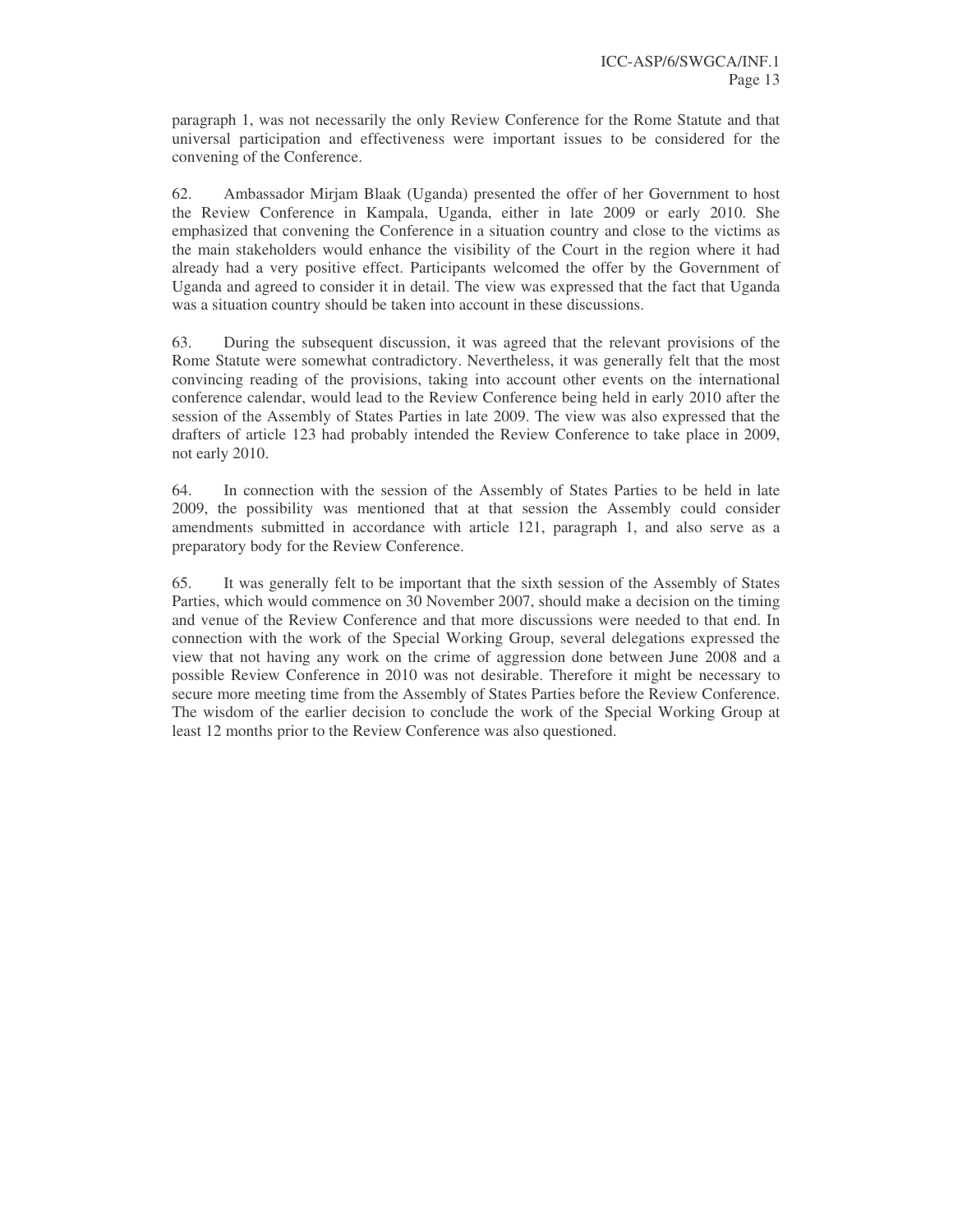paragraph 1, was not necessarily the only Review Conference for the Rome Statute and that universal participation and effectiveness were important issues to be considered for the convening of the Conference.

62. Ambassador Mirjam Blaak (Uganda) presented the offer of her Government to host the Review Conference in Kampala, Uganda, either in late 2009 or early 2010. She emphasized that convening the Conference in a situation country and close to the victims as the main stakeholders would enhance the visibility of the Court in the region where it had already had a very positive effect. Participants welcomed the offer by the Government of Uganda and agreed to consider it in detail. The view was expressed that the fact that Uganda was a situation country should be taken into account in these discussions.

63. During the subsequent discussion, it was agreed that the relevant provisions of the Rome Statute were somewhat contradictory. Nevertheless, it was generally felt that the most convincing reading of the provisions, taking into account other events on the international conference calendar, would lead to the Review Conference being held in early 2010 after the session of the Assembly of States Parties in late 2009. The view was also expressed that the drafters of article 123 had probably intended the Review Conference to take place in 2009, not early 2010.

64. In connection with the session of the Assembly of States Parties to be held in late 2009, the possibility was mentioned that at that session the Assembly could consider amendments submitted in accordance with article 121, paragraph 1, and also serve as a preparatory body for the Review Conference.

65. It was generally felt to be important that the sixth session of the Assembly of States Parties, which would commence on 30 November 2007, should make a decision on the timing and venue of the Review Conference and that more discussions were needed to that end. In connection with the work of the Special Working Group, several delegations expressed the view that not having any work on the crime of aggression done between June 2008 and a possible Review Conference in 2010 was not desirable. Therefore it might be necessary to secure more meeting time from the Assembly of States Parties before the Review Conference. The wisdom of the earlier decision to conclude the work of the Special Working Group at least 12 months prior to the Review Conference was also questioned.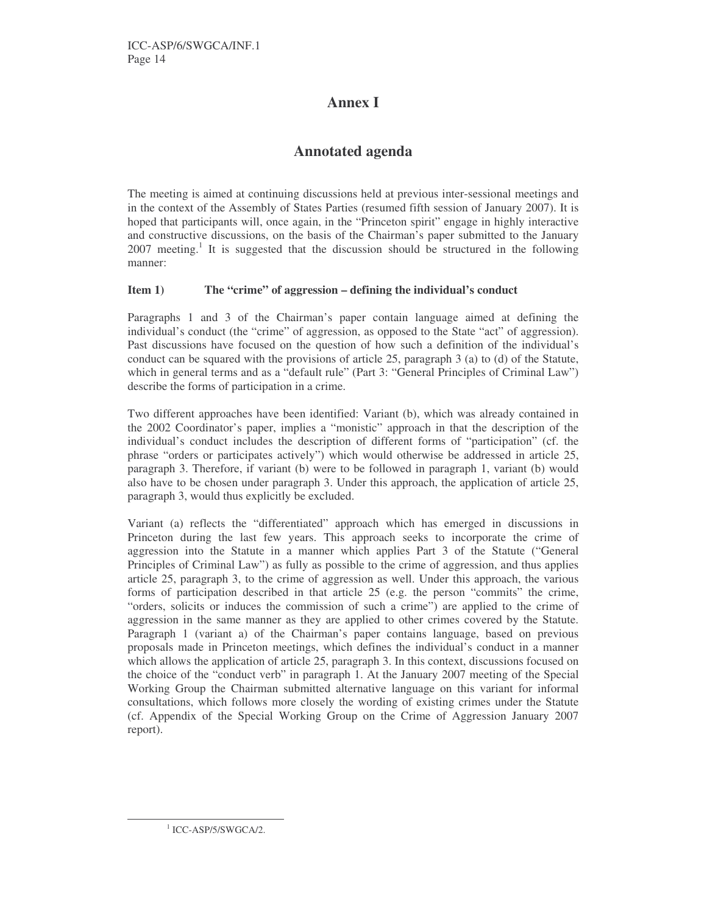# Annex I

## Annotated agenda

The meeting is aimed at continuing discussions held at previous inter-sessional meetings and in the context of the Assembly of States Parties (resumed fifth session of January 2007). It is hoped that participants will, once again, in the "Princeton spirit" engage in highly interactive and constructive discussions, on the basis of the Chairman's paper submitted to the January 2007 meeting.[1] It is suggested that the discussion should be structured in the following manner:

**Item 1) The "crime" of aggression – defining the individual's conduct**

Paragraphs 1 and 3 of the Chairman's paper contain language aimed at defining the individual's conduct (the "crime" of aggression, as opposed to the State "act" of aggression). Past discussions have focused on the question of how such a definition of the individual's conduct can be squared with the provisions of article 25, paragraph 3 (a) to (d) of the Statute, which in general terms and as a "default rule" (Part 3: "General Principles of Criminal Law") describe the forms of participation in a crime.

Two different approaches have been identified: Variant (b), which was already contained in the 2002 Coordinator's paper, implies a "monistic" approach in that the description of the individual's conduct includes the description of different forms of "participation" (cf. the phrase "orders or participates actively") which would otherwise be addressed in article 25, paragraph 3. Therefore, if variant (b) were to be followed in paragraph 1, variant (b) would also have to be chosen under paragraph 3. Under this approach, the application of article 25, paragraph 3, would thus explicitly be excluded.

Variant (a) reflects the "differentiated" approach which has emerged in discussions in Princeton during the last few years. This approach seeks to incorporate the crime of aggression into the Statute in a manner which applies Part 3 of the Statute ("General Principles of Criminal Law") as fully as possible to the crime of aggression, and thus applies article 25, paragraph 3, to the crime of aggression as well. Under this approach, the various forms of participation described in that article 25 (e.g. the person "commits" the crime, "orders, solicits or induces the commission of such a crime") are applied to the crime of aggression in the same manner as they are applied to other crimes covered by the Statute. Paragraph 1 (variant a) of the Chairman's paper contains language, based on previous proposals made in Princeton meetings, which defines the individual's conduct in a manner which allows the application of article 25, paragraph 3. In this context, discussions focused on the choice of the "conduct verb" in paragraph 1. At the January 2007 meeting of the Special Working Group the Chairman submitted alternative language on this variant for informal consultations, which follows more closely the wording of existing crimes under the Statute (cf. Appendix of the Special Working Group on the Crime of Aggression January 2007 report).

---

[1] ICC-ASP/5/SWGCA/2.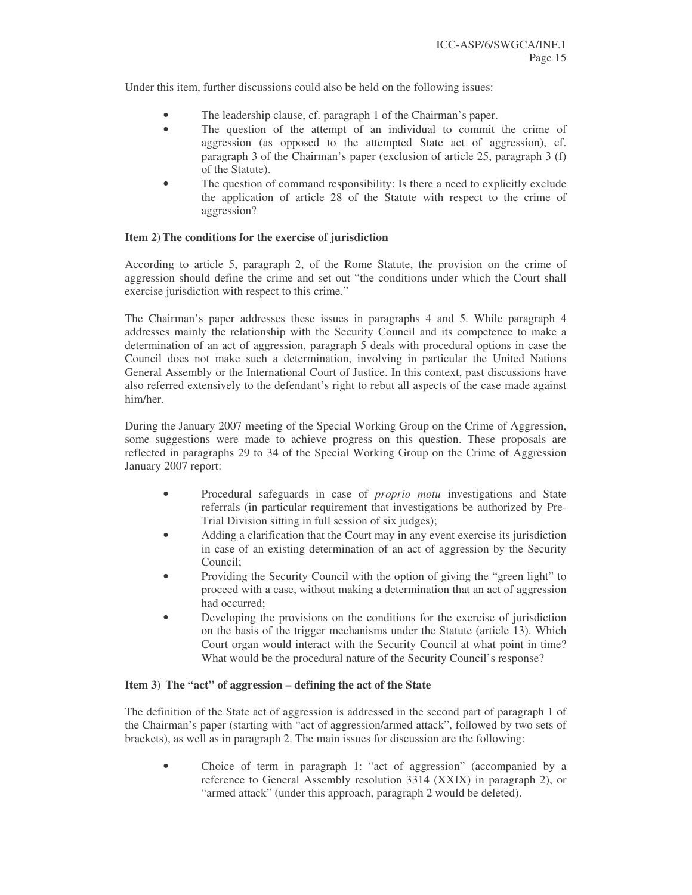Under this item, further discussions could also be held on the following issues:

- The leadership clause, cf. paragraph 1 of the Chairman's paper.
- The question of the attempt of an individual to commit the crime of aggression (as opposed to the attempted State act of aggression), cf. paragraph 3 of the Chairman's paper (exclusion of article 25, paragraph 3 (f) of the Statute).
- The question of command responsibility: Is there a need to explicitly exclude the application of article 28 of the Statute with respect to the crime of aggression?

**Item 2) The conditions for the exercise of jurisdiction**

According to article 5, paragraph 2, of the Rome Statute, the provision on the crime of aggression should define the crime and set out "the conditions under which the Court shall exercise jurisdiction with respect to this crime."

The Chairman's paper addresses these issues in paragraphs 4 and 5. While paragraph 4 addresses mainly the relationship with the Security Council and its competence to make a determination of an act of aggression, paragraph 5 deals with procedural options in case the Council does not make such a determination, involving in particular the United Nations General Assembly or the International Court of Justice. In this context, past discussions have also referred extensively to the defendant's right to rebut all aspects of the case made against him/her.

During the January 2007 meeting of the Special Working Group on the Crime of Aggression, some suggestions were made to achieve progress on this question. These proposals are reflected in paragraphs 29 to 34 of the Special Working Group on the Crime of Aggression January 2007 report:

- Procedural safeguards in case of *proprio motu* investigations and State referrals (in particular requirement that investigations be authorized by Pre-Trial Division sitting in full session of six judges);
- Adding a clarification that the Court may in any event exercise its jurisdiction in case of an existing determination of an act of aggression by the Security Council;
- Providing the Security Council with the option of giving the "green light" to proceed with a case, without making a determination that an act of aggression had occurred;
- Developing the provisions on the conditions for the exercise of jurisdiction on the basis of the trigger mechanisms under the Statute (article 13). Which Court organ would interact with the Security Council at what point in time? What would be the procedural nature of the Security Council's response?

**Item 3) The "act" of aggression – defining the act of the State**

The definition of the State act of aggression is addressed in the second part of paragraph 1 of the Chairman's paper (starting with "act of aggression/armed attack", followed by two sets of brackets), as well as in paragraph 2. The main issues for discussion are the following:

- Choice of term in paragraph 1: "act of aggression" (accompanied by a reference to General Assembly resolution 3314 (XXIX) in paragraph 2), or "armed attack" (under this approach, paragraph 2 would be deleted).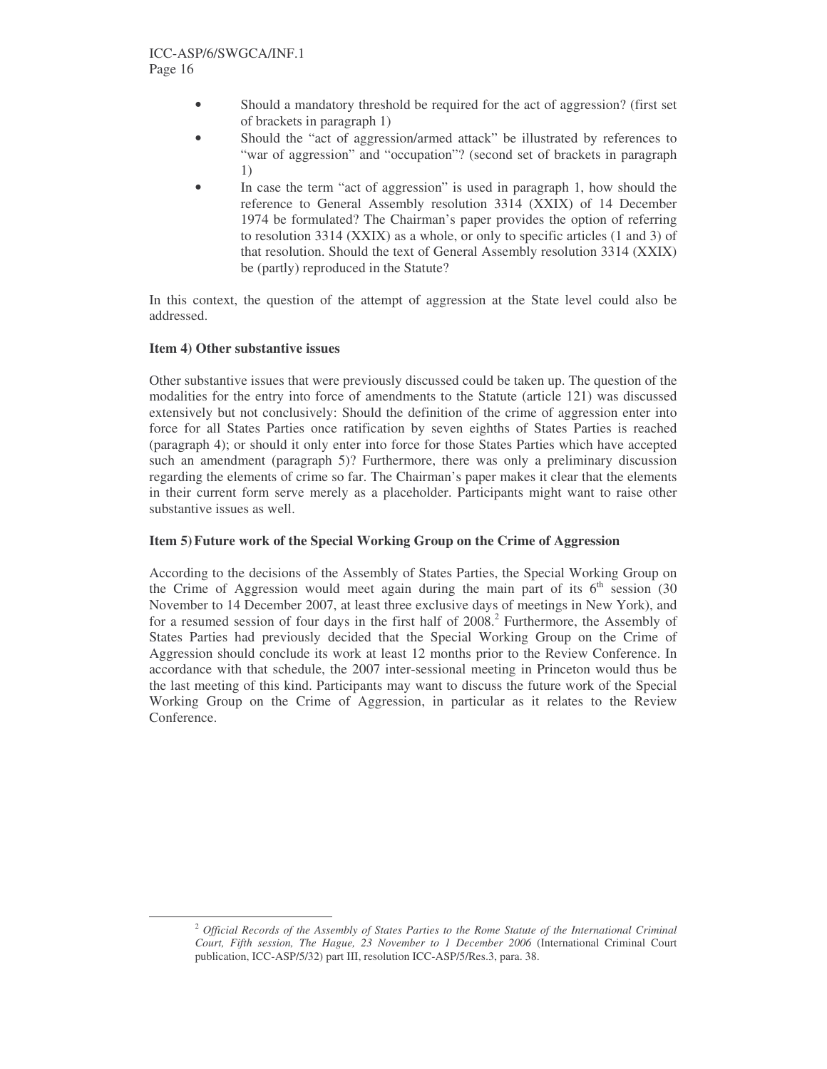- Should a mandatory threshold be required for the act of aggression? (first set of brackets in paragraph 1)
- Should the "act of aggression/armed attack" be illustrated by references to "war of aggression" and "occupation"? (second set of brackets in paragraph 1)
- In case the term "act of aggression" is used in paragraph 1, how should the reference to General Assembly resolution 3314 (XXIX) of 14 December 1974 be formulated? The Chairman's paper provides the option of referring to resolution 3314 (XXIX) as a whole, or only to specific articles (1 and 3) of that resolution. Should the text of General Assembly resolution 3314 (XXIX) be (partly) reproduced in the Statute?

In this context, the question of the attempt of aggression at the State level could also be addressed.

**Item 4) Other substantive issues**

Other substantive issues that were previously discussed could be taken up. The question of the modalities for the entry into force of amendments to the Statute (article 121) was discussed extensively but not conclusively: Should the definition of the crime of aggression enter into force for all States Parties once ratification by seven eighths of States Parties is reached (paragraph 4); or should it only enter into force for those States Parties which have accepted such an amendment (paragraph 5)? Furthermore, there was only a preliminary discussion regarding the elements of crime so far. The Chairman's paper makes it clear that the elements in their current form serve merely as a placeholder. Participants might want to raise other substantive issues as well.

**Item 5) Future work of the Special Working Group on the Crime of Aggression**

According to the decisions of the Assembly of States Parties, the Special Working Group on the Crime of Aggression would meet again during the main part of its 6th session (30 November to 14 December 2007, at least three exclusive days of meetings in New York), and for a resumed session of four days in the first half of 2008.[2] Furthermore, the Assembly of States Parties had previously decided that the Special Working Group on the Crime of Aggression should conclude its work at least 12 months prior to the Review Conference. In accordance with that schedule, the 2007 inter-sessional meeting in Princeton would thus be the last meeting of this kind. Participants may want to discuss the future work of the Special Working Group on the Crime of Aggression, in particular as it relates to the Review Conference.

---

[2] *Official Records of the Assembly of States Parties to the Rome Statute of the International Criminal Court, Fifth session, The Hague, 23 November to 1 December 2006* (International Criminal Court publication, ICC-ASP/5/32) part III, resolution ICC-ASP/5/Res.3, para. 38.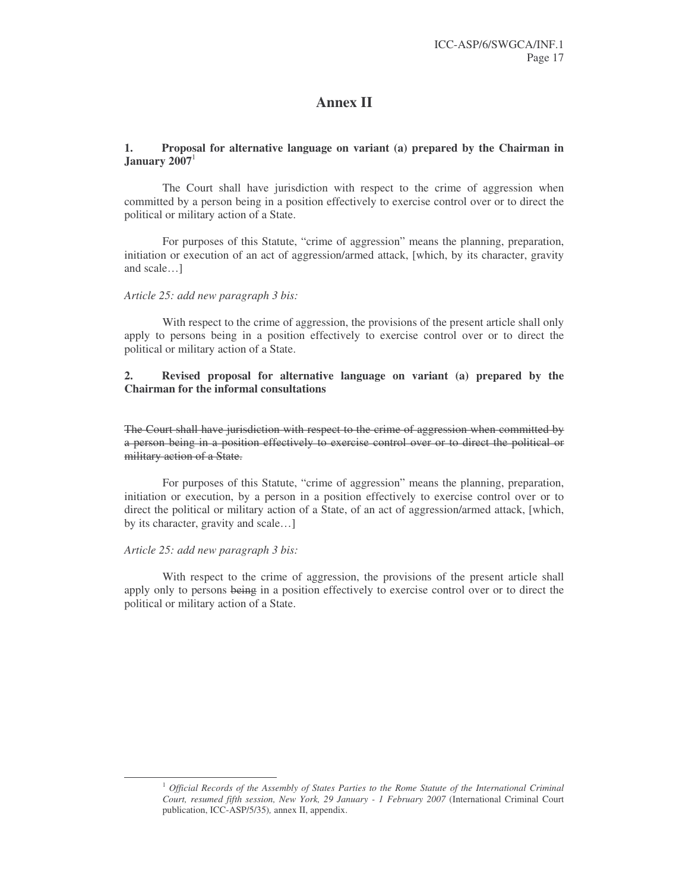# Annex II

**1. Proposal for alternative language on variant (a) prepared by the Chairman in January 2007**[1]

The Court shall have jurisdiction with respect to the crime of aggression when committed by a person being in a position effectively to exercise control over or to direct the political or military action of a State.

For purposes of this Statute, "crime of aggression" means the planning, preparation, initiation or execution of an act of aggression/armed attack, [which, by its character, gravity and scale…]

*Article 25: add new paragraph 3 bis:*

With respect to the crime of aggression, the provisions of the present article shall only apply to persons being in a position effectively to exercise control over or to direct the political or military action of a State.

**2. Revised proposal for alternative language on variant (a) prepared by the Chairman for the informal consultations**

~~The Court shall have jurisdiction with respect to the crime of aggression when committed by a person being in a position effectively to exercise control over or to direct the political or military action of a State.~~

For purposes of this Statute, "crime of aggression" means the planning, preparation, initiation or execution, by a person in a position effectively to exercise control over or to direct the political or military action of a State, of an act of aggression/armed attack, [which, by its character, gravity and scale…]

*Article 25: add new paragraph 3 bis:*

With respect to the crime of aggression, the provisions of the present article shall apply only to persons ~~being~~ in a position effectively to exercise control over or to direct the political or military action of a State.

[1] *Official Records of the Assembly of States Parties to the Rome Statute of the International Criminal Court, resumed fifth session, New York, 29 January - 1 February 2007* (International Criminal Court publication, ICC-ASP/5/35)*,* annex II, appendix.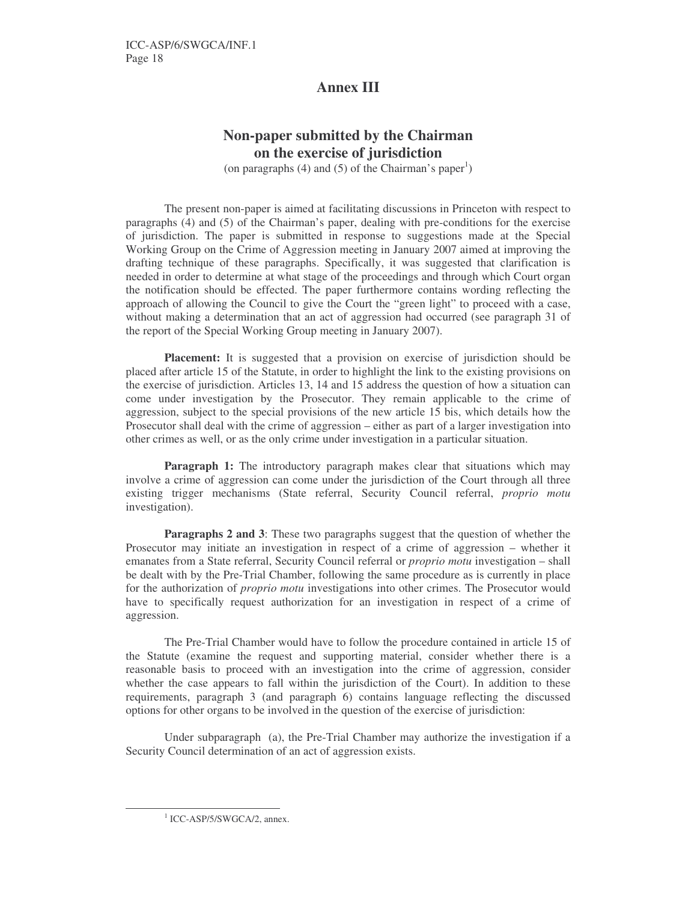## Annex III

### Non-paper submitted by the Chairman on the exercise of jurisdiction

(on paragraphs (4) and (5) of the Chairman's paper[1])

The present non-paper is aimed at facilitating discussions in Princeton with respect to paragraphs (4) and (5) of the Chairman's paper, dealing with pre-conditions for the exercise of jurisdiction. The paper is submitted in response to suggestions made at the Special Working Group on the Crime of Aggression meeting in January 2007 aimed at improving the drafting technique of these paragraphs. Specifically, it was suggested that clarification is needed in order to determine at what stage of the proceedings and through which Court organ the notification should be effected. The paper furthermore contains wording reflecting the approach of allowing the Council to give the Court the "green light" to proceed with a case, without making a determination that an act of aggression had occurred (see paragraph 31 of the report of the Special Working Group meeting in January 2007).

**Placement:** It is suggested that a provision on exercise of jurisdiction should be placed after article 15 of the Statute, in order to highlight the link to the existing provisions on the exercise of jurisdiction. Articles 13, 14 and 15 address the question of how a situation can come under investigation by the Prosecutor. They remain applicable to the crime of aggression, subject to the special provisions of the new article 15 bis, which details how the Prosecutor shall deal with the crime of aggression – either as part of a larger investigation into other crimes as well, or as the only crime under investigation in a particular situation.

**Paragraph 1:** The introductory paragraph makes clear that situations which may involve a crime of aggression can come under the jurisdiction of the Court through all three existing trigger mechanisms (State referral, Security Council referral, *proprio motu* investigation).

**Paragraphs 2 and 3**: These two paragraphs suggest that the question of whether the Prosecutor may initiate an investigation in respect of a crime of aggression – whether it emanates from a State referral, Security Council referral or *proprio motu* investigation – shall be dealt with by the Pre-Trial Chamber, following the same procedure as is currently in place for the authorization of *proprio motu* investigations into other crimes. The Prosecutor would have to specifically request authorization for an investigation in respect of a crime of aggression.

The Pre-Trial Chamber would have to follow the procedure contained in article 15 of the Statute (examine the request and supporting material, consider whether there is a reasonable basis to proceed with an investigation into the crime of aggression, consider whether the case appears to fall within the jurisdiction of the Court). In addition to these requirements, paragraph 3 (and paragraph 6) contains language reflecting the discussed options for other organs to be involved in the question of the exercise of jurisdiction:

Under subparagraph (a), the Pre-Trial Chamber may authorize the investigation if a Security Council determination of an act of aggression exists.

---

[1] ICC-ASP/5/SWGCA/2, annex.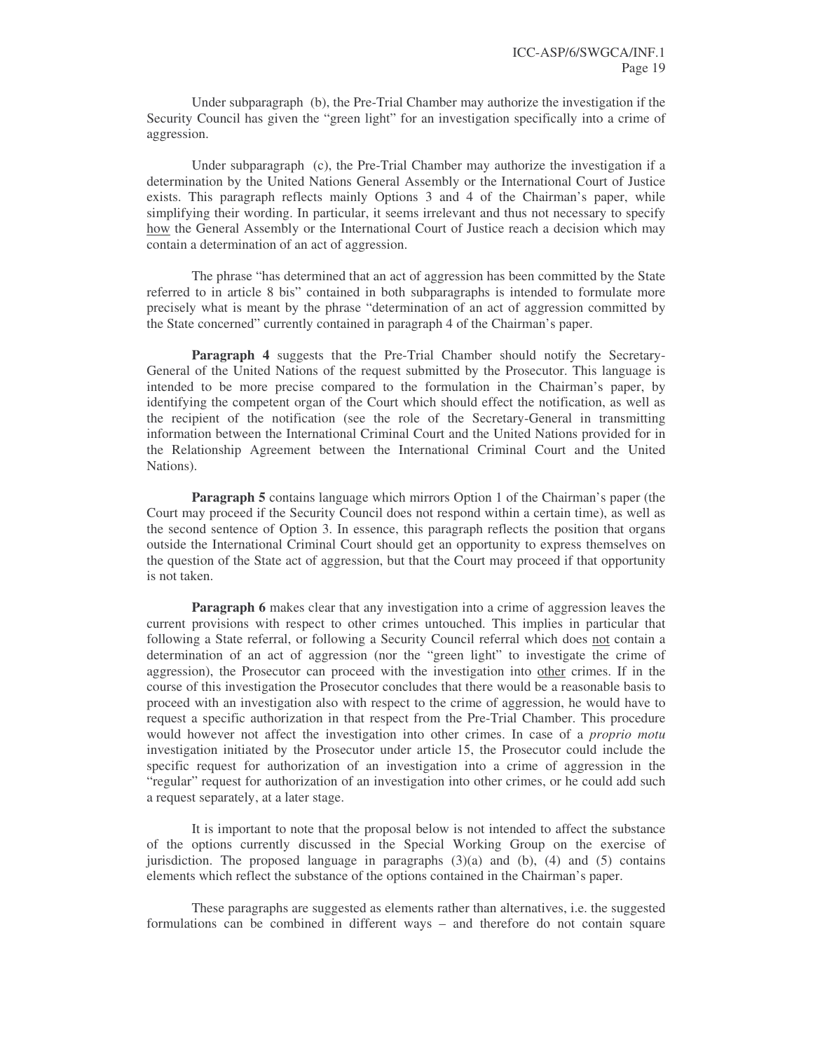Under subparagraph (b), the Pre-Trial Chamber may authorize the investigation if the Security Council has given the "green light" for an investigation specifically into a crime of aggression.

Under subparagraph (c), the Pre-Trial Chamber may authorize the investigation if a determination by the United Nations General Assembly or the International Court of Justice exists. This paragraph reflects mainly Options 3 and 4 of the Chairman's paper, while simplifying their wording. In particular, it seems irrelevant and thus not necessary to specify how the General Assembly or the International Court of Justice reach a decision which may contain a determination of an act of aggression.

The phrase "has determined that an act of aggression has been committed by the State referred to in article 8 bis" contained in both subparagraphs is intended to formulate more precisely what is meant by the phrase "determination of an act of aggression committed by the State concerned" currently contained in paragraph 4 of the Chairman's paper.

**Paragraph 4** suggests that the Pre-Trial Chamber should notify the Secretary-General of the United Nations of the request submitted by the Prosecutor. This language is intended to be more precise compared to the formulation in the Chairman's paper, by identifying the competent organ of the Court which should effect the notification, as well as the recipient of the notification (see the role of the Secretary-General in transmitting information between the International Criminal Court and the United Nations provided for in the Relationship Agreement between the International Criminal Court and the United Nations).

**Paragraph 5** contains language which mirrors Option 1 of the Chairman's paper (the Court may proceed if the Security Council does not respond within a certain time), as well as the second sentence of Option 3. In essence, this paragraph reflects the position that organs outside the International Criminal Court should get an opportunity to express themselves on the question of the State act of aggression, but that the Court may proceed if that opportunity is not taken.

**Paragraph 6** makes clear that any investigation into a crime of aggression leaves the current provisions with respect to other crimes untouched. This implies in particular that following a State referral, or following a Security Council referral which does not contain a determination of an act of aggression (nor the "green light" to investigate the crime of aggression), the Prosecutor can proceed with the investigation into other crimes. If in the course of this investigation the Prosecutor concludes that there would be a reasonable basis to proceed with an investigation also with respect to the crime of aggression, he would have to request a specific authorization in that respect from the Pre-Trial Chamber. This procedure would however not affect the investigation into other crimes. In case of a *proprio motu* investigation initiated by the Prosecutor under article 15, the Prosecutor could include the specific request for authorization of an investigation into a crime of aggression in the "regular" request for authorization of an investigation into other crimes, or he could add such a request separately, at a later stage.

It is important to note that the proposal below is not intended to affect the substance of the options currently discussed in the Special Working Group on the exercise of jurisdiction. The proposed language in paragraphs (3)(a) and (b), (4) and (5) contains elements which reflect the substance of the options contained in the Chairman's paper.

These paragraphs are suggested as elements rather than alternatives, i.e. the suggested formulations can be combined in different ways – and therefore do not contain square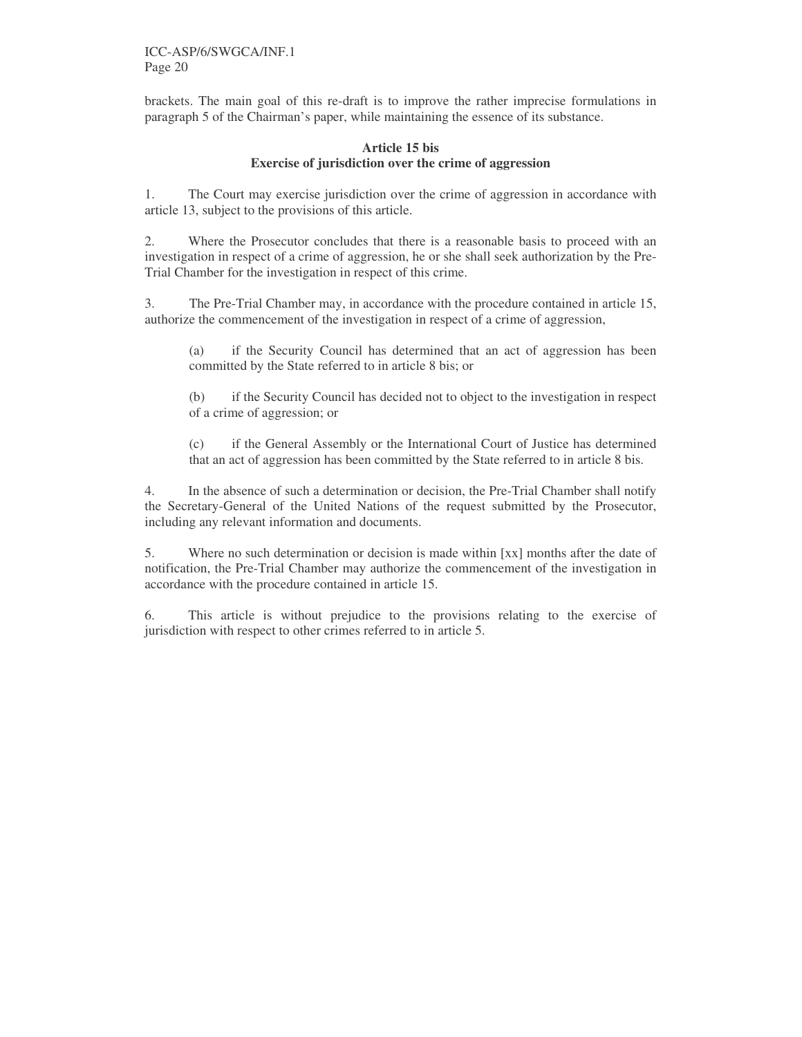brackets. The main goal of this re-draft is to improve the rather imprecise formulations in paragraph 5 of the Chairman's paper, while maintaining the essence of its substance.

**Article 15 bis**
**Exercise of jurisdiction over the crime of aggression**

1. The Court may exercise jurisdiction over the crime of aggression in accordance with article 13, subject to the provisions of this article.

2. Where the Prosecutor concludes that there is a reasonable basis to proceed with an investigation in respect of a crime of aggression, he or she shall seek authorization by the Pre-Trial Chamber for the investigation in respect of this crime.

3. The Pre-Trial Chamber may, in accordance with the procedure contained in article 15, authorize the commencement of the investigation in respect of a crime of aggression,

   (a) if the Security Council has determined that an act of aggression has been committed by the State referred to in article 8 bis; or

   (b) if the Security Council has decided not to object to the investigation in respect of a crime of aggression; or

   (c) if the General Assembly or the International Court of Justice has determined that an act of aggression has been committed by the State referred to in article 8 bis.

4. In the absence of such a determination or decision, the Pre-Trial Chamber shall notify the Secretary-General of the United Nations of the request submitted by the Prosecutor, including any relevant information and documents.

5. Where no such determination or decision is made within [xx] months after the date of notification, the Pre-Trial Chamber may authorize the commencement of the investigation in accordance with the procedure contained in article 15.

6. This article is without prejudice to the provisions relating to the exercise of jurisdiction with respect to other crimes referred to in article 5.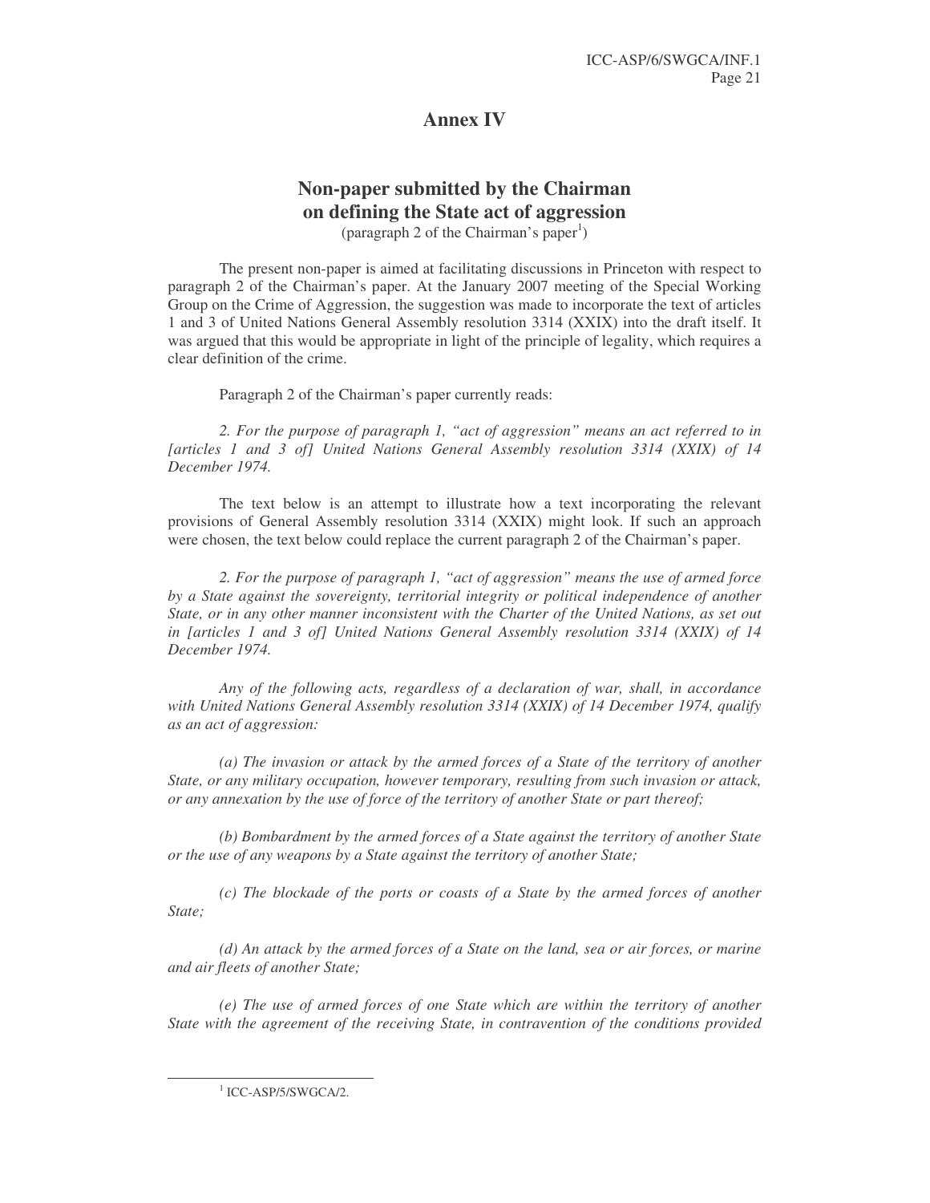# Annex IV

## Non-paper submitted by the Chairman on defining the State act of aggression

(paragraph 2 of the Chairman's paper[1])

The present non-paper is aimed at facilitating discussions in Princeton with respect to paragraph 2 of the Chairman's paper. At the January 2007 meeting of the Special Working Group on the Crime of Aggression, the suggestion was made to incorporate the text of articles 1 and 3 of United Nations General Assembly resolution 3314 (XXIX) into the draft itself. It was argued that this would be appropriate in light of the principle of legality, which requires a clear definition of the crime.

Paragraph 2 of the Chairman's paper currently reads:

*2. For the purpose of paragraph 1, "act of aggression" means an act referred to in [articles 1 and 3 of] United Nations General Assembly resolution 3314 (XXIX) of 14 December 1974.*

The text below is an attempt to illustrate how a text incorporating the relevant provisions of General Assembly resolution 3314 (XXIX) might look. If such an approach were chosen, the text below could replace the current paragraph 2 of the Chairman's paper.

*2. For the purpose of paragraph 1, "act of aggression" means the use of armed force by a State against the sovereignty, territorial integrity or political independence of another State, or in any other manner inconsistent with the Charter of the United Nations, as set out in [articles 1 and 3 of] United Nations General Assembly resolution 3314 (XXIX) of 14 December 1974.*

*Any of the following acts, regardless of a declaration of war, shall, in accordance with United Nations General Assembly resolution 3314 (XXIX) of 14 December 1974, qualify as an act of aggression:*

*(a) The invasion or attack by the armed forces of a State of the territory of another State, or any military occupation, however temporary, resulting from such invasion or attack, or any annexation by the use of force of the territory of another State or part thereof;*

*(b) Bombardment by the armed forces of a State against the territory of another State or the use of any weapons by a State against the territory of another State;*

*(c) The blockade of the ports or coasts of a State by the armed forces of another State;*

*(d) An attack by the armed forces of a State on the land, sea or air forces, or marine and air fleets of another State;*

*(e) The use of armed forces of one State which are within the territory of another State with the agreement of the receiving State, in contravention of the conditions provided*

---

[1] ICC-ASP/5/SWGCA/2.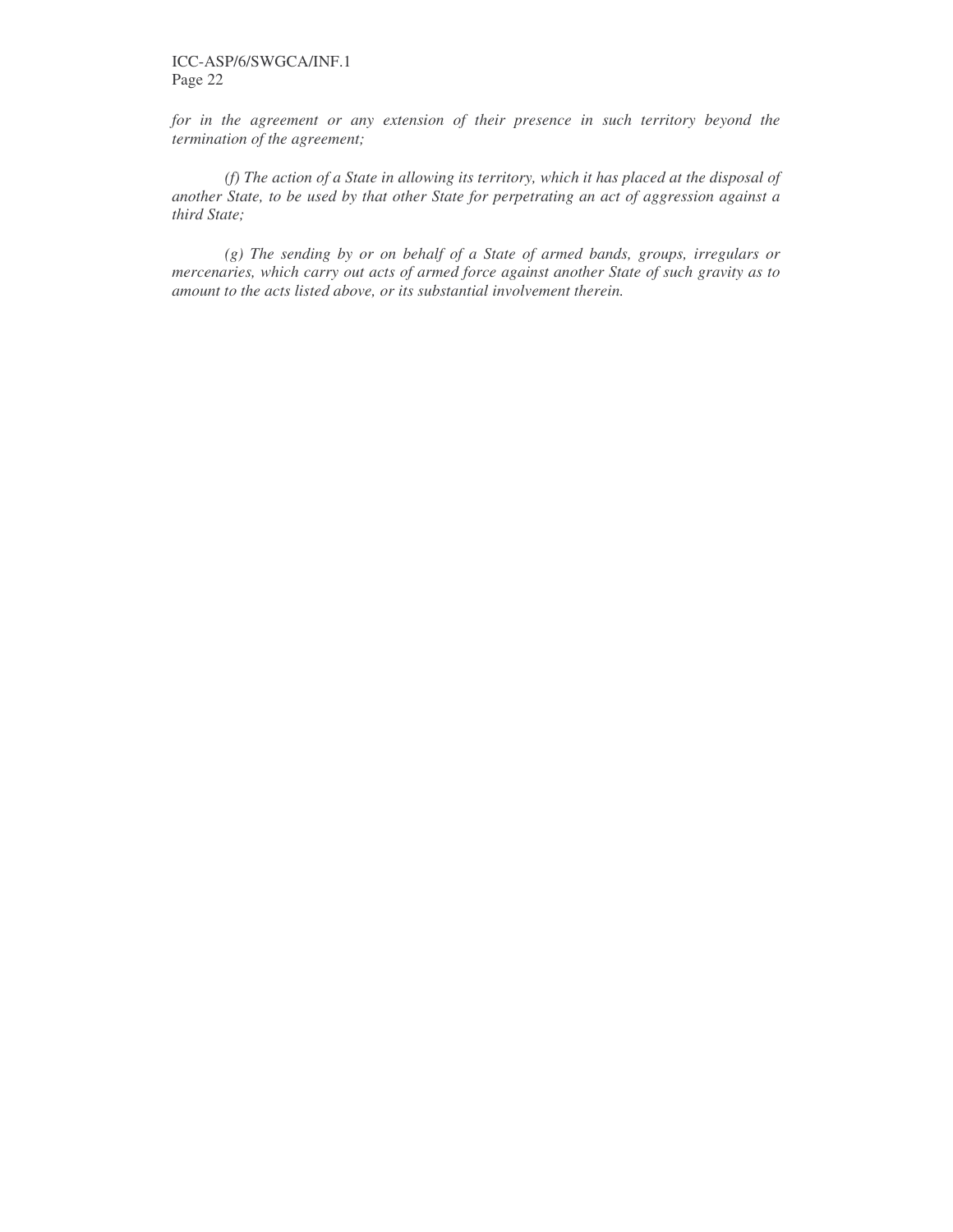*for in the agreement or any extension of their presence in such territory beyond the termination of the agreement;*

*(f) The action of a State in allowing its territory, which it has placed at the disposal of another State, to be used by that other State for perpetrating an act of aggression against a third State;*

*(g) The sending by or on behalf of a State of armed bands, groups, irregulars or mercenaries, which carry out acts of armed force against another State of such gravity as to amount to the acts listed above, or its substantial involvement therein.*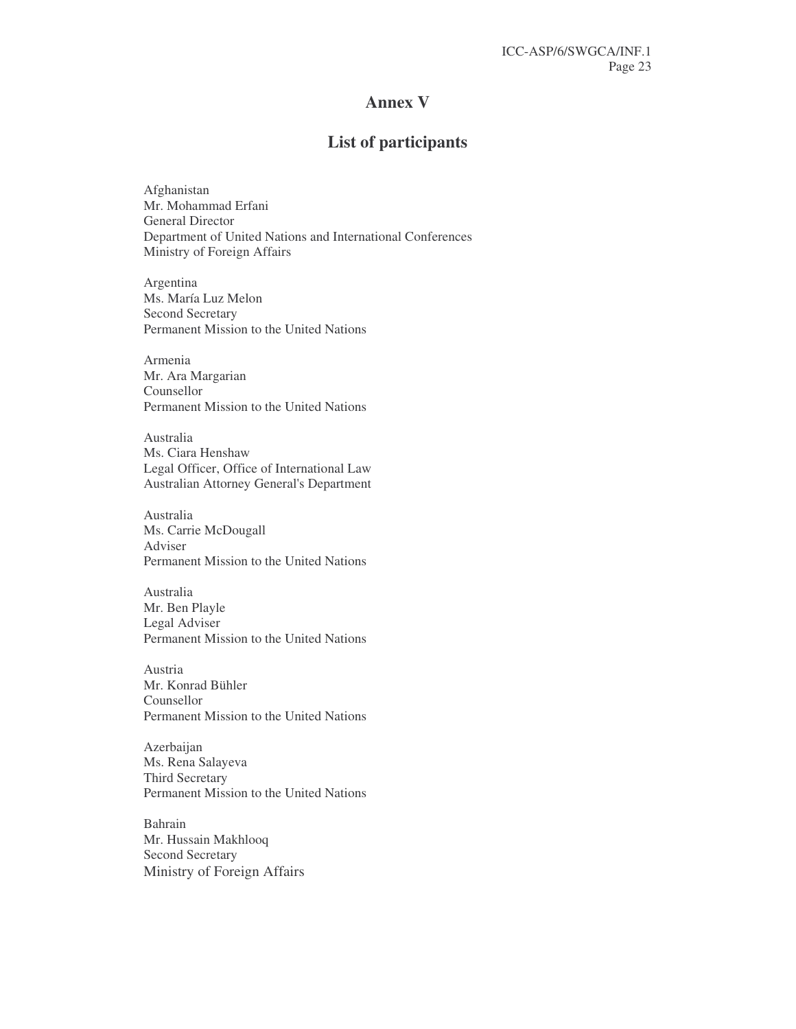# Annex V

## List of participants

Afghanistan
Mr. Mohammad Erfani
General Director
Department of United Nations and International Conferences
Ministry of Foreign Affairs

Argentina
Ms. María Luz Melon
Second Secretary
Permanent Mission to the United Nations

Armenia
Mr. Ara Margarian
Counsellor
Permanent Mission to the United Nations

Australia
Ms. Ciara Henshaw
Legal Officer, Office of International Law
Australian Attorney General's Department

Australia
Ms. Carrie McDougall
Adviser
Permanent Mission to the United Nations

Australia
Mr. Ben Playle
Legal Adviser
Permanent Mission to the United Nations

Austria
Mr. Konrad Bühler
Counsellor
Permanent Mission to the United Nations

Azerbaijan
Ms. Rena Salayeva
Third Secretary
Permanent Mission to the United Nations

Bahrain
Mr. Hussain Makhlooq
Second Secretary
Ministry of Foreign Affairs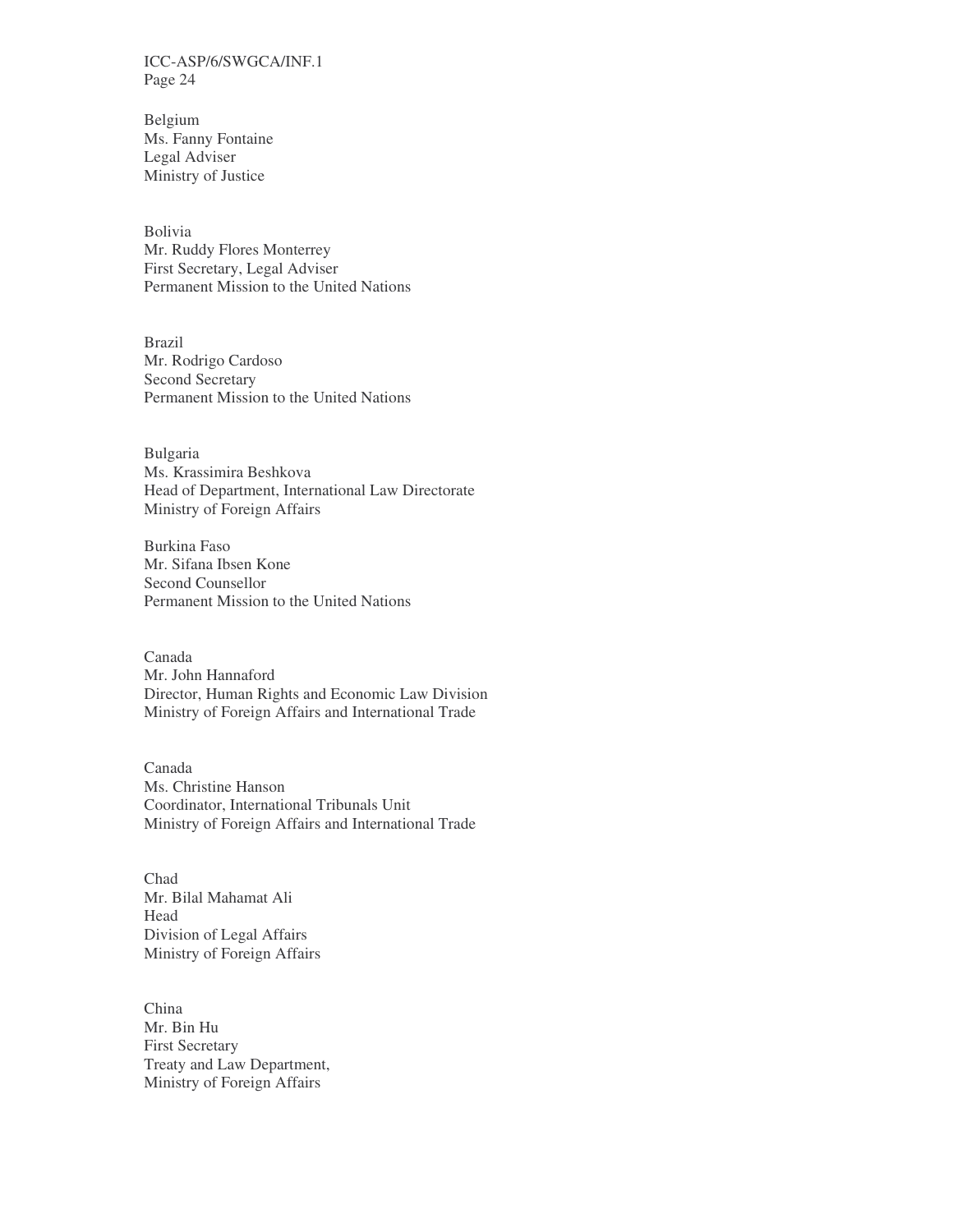Belgium
Ms. Fanny Fontaine
Legal Adviser
Ministry of Justice

Bolivia
Mr. Ruddy Flores Monterrey
First Secretary, Legal Adviser
Permanent Mission to the United Nations

Brazil
Mr. Rodrigo Cardoso
Second Secretary
Permanent Mission to the United Nations

Bulgaria
Ms. Krassimira Beshkova
Head of Department, International Law Directorate
Ministry of Foreign Affairs

Burkina Faso
Mr. Sifana Ibsen Kone
Second Counsellor
Permanent Mission to the United Nations

Canada
Mr. John Hannaford
Director, Human Rights and Economic Law Division
Ministry of Foreign Affairs and International Trade

Canada
Ms. Christine Hanson
Coordinator, International Tribunals Unit
Ministry of Foreign Affairs and International Trade

Chad
Mr. Bilal Mahamat Ali
Head
Division of Legal Affairs
Ministry of Foreign Affairs

China
Mr. Bin Hu
First Secretary
Treaty and Law Department,
Ministry of Foreign Affairs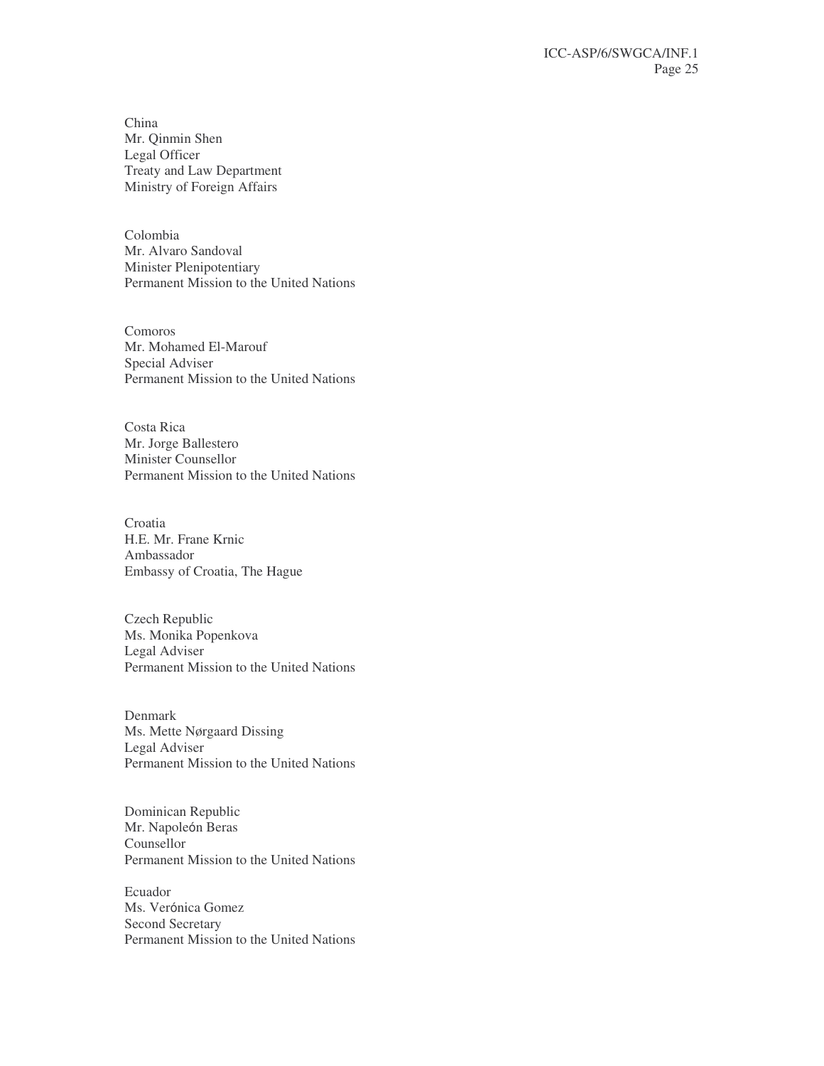China
Mr. Qinmin Shen
Legal Officer
Treaty and Law Department
Ministry of Foreign Affairs

Colombia
Mr. Alvaro Sandoval
Minister Plenipotentiary
Permanent Mission to the United Nations

Comoros
Mr. Mohamed El-Marouf
Special Adviser
Permanent Mission to the United Nations

Costa Rica
Mr. Jorge Ballestero
Minister Counsellor
Permanent Mission to the United Nations

Croatia
H.E. Mr. Frane Krnic
Ambassador
Embassy of Croatia, The Hague

Czech Republic
Ms. Monika Popenkova
Legal Adviser
Permanent Mission to the United Nations

Denmark
Ms. Mette Nørgaard Dissing
Legal Adviser
Permanent Mission to the United Nations

Dominican Republic
Mr. Napoleón Beras
Counsellor
Permanent Mission to the United Nations

Ecuador
Ms. Verónica Gomez
Second Secretary
Permanent Mission to the United Nations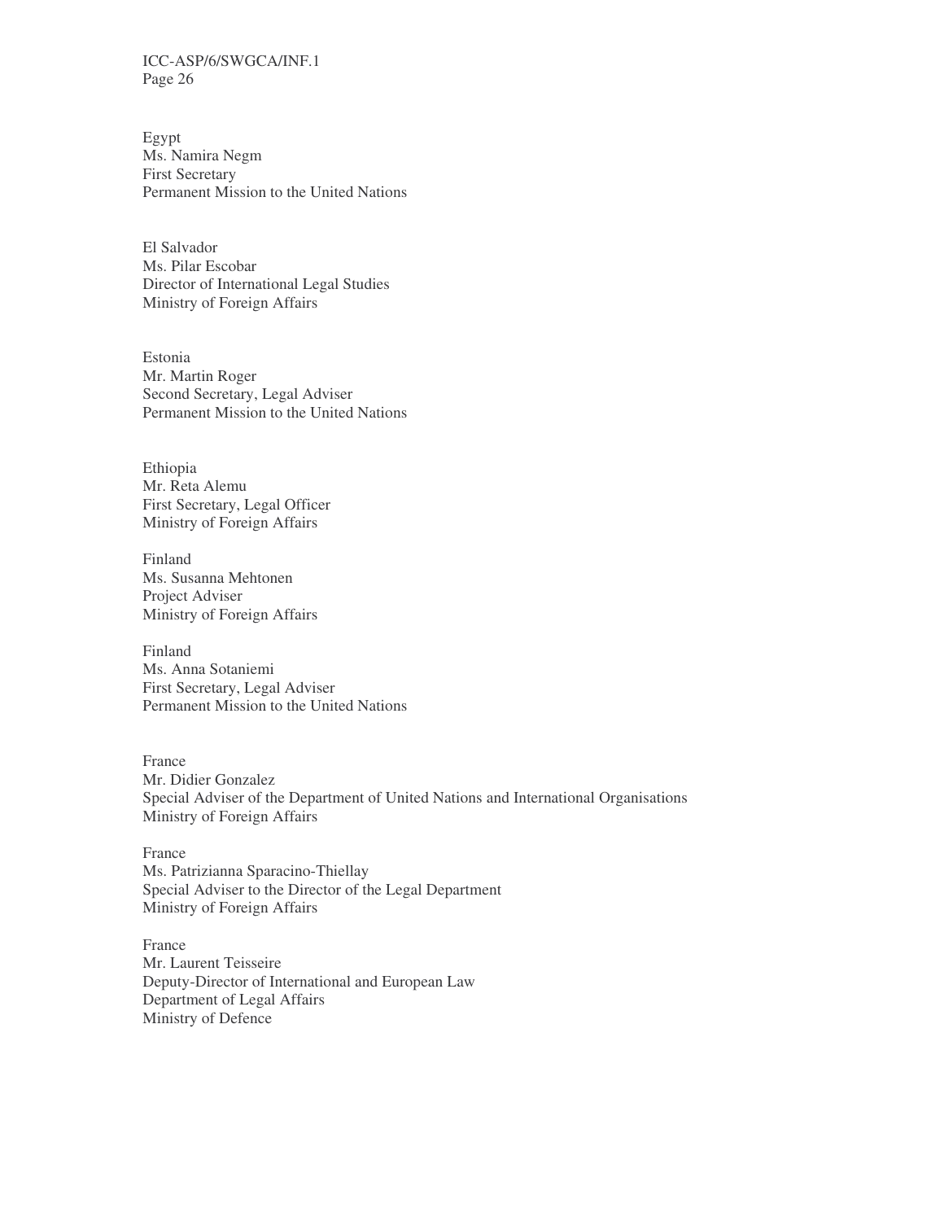Egypt
Ms. Namira Negm
First Secretary
Permanent Mission to the United Nations

El Salvador
Ms. Pilar Escobar
Director of International Legal Studies
Ministry of Foreign Affairs

Estonia
Mr. Martin Roger
Second Secretary, Legal Adviser
Permanent Mission to the United Nations

Ethiopia
Mr. Reta Alemu
First Secretary, Legal Officer
Ministry of Foreign Affairs

Finland
Ms. Susanna Mehtonen
Project Adviser
Ministry of Foreign Affairs

Finland
Ms. Anna Sotaniemi
First Secretary, Legal Adviser
Permanent Mission to the United Nations

France
Mr. Didier Gonzalez
Special Adviser of the Department of United Nations and International Organisations
Ministry of Foreign Affairs

France
Ms. Patrizianna Sparacino-Thiellay
Special Adviser to the Director of the Legal Department
Ministry of Foreign Affairs

France
Mr. Laurent Teisseire
Deputy-Director of International and European Law
Department of Legal Affairs
Ministry of Defence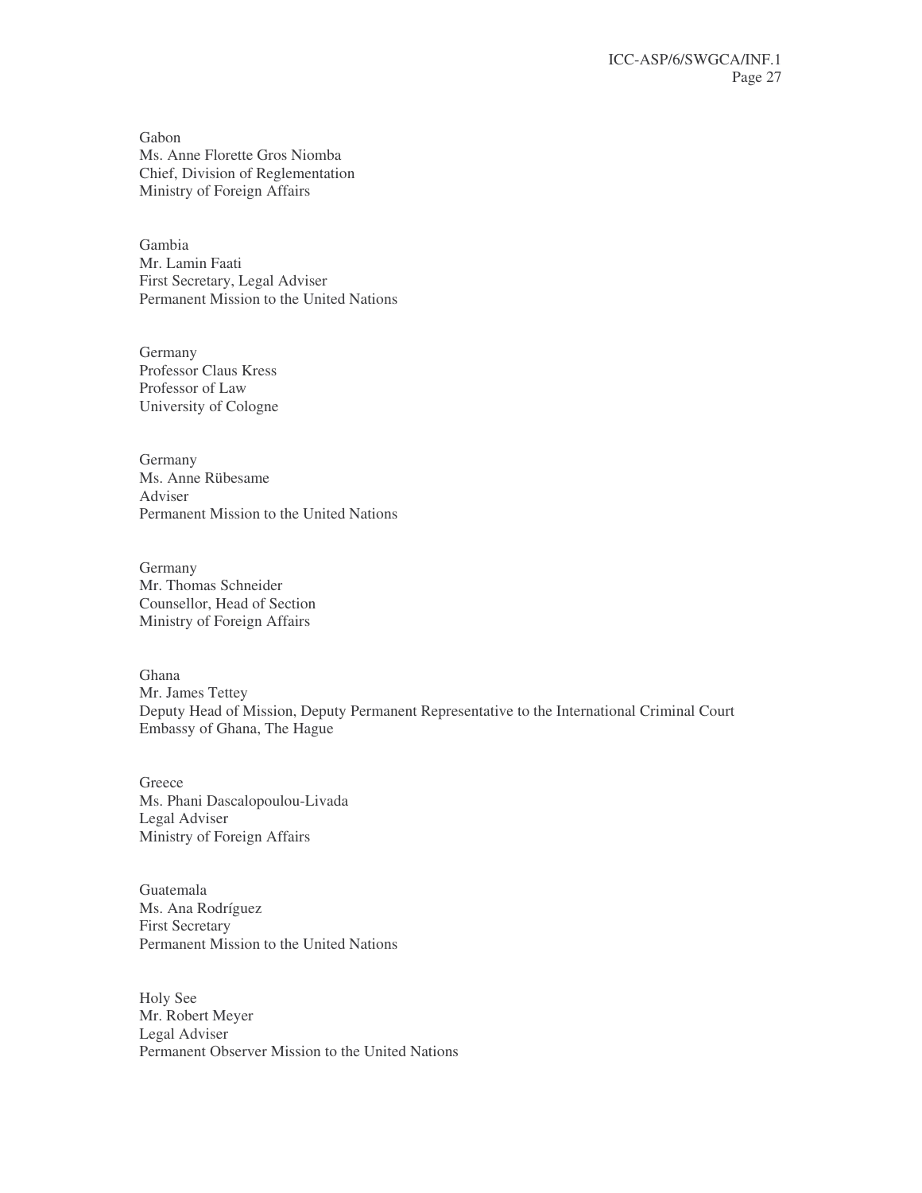Gabon
Ms. Anne Florette Gros Niomba
Chief, Division of Reglementation
Ministry of Foreign Affairs

Gambia
Mr. Lamin Faati
First Secretary, Legal Adviser
Permanent Mission to the United Nations

Germany
Professor Claus Kress
Professor of Law
University of Cologne

Germany
Ms. Anne Rübesame
Adviser
Permanent Mission to the United Nations

Germany
Mr. Thomas Schneider
Counsellor, Head of Section
Ministry of Foreign Affairs

Ghana
Mr. James Tettey
Deputy Head of Mission, Deputy Permanent Representative to the International Criminal Court
Embassy of Ghana, The Hague

Greece
Ms. Phani Dascalopoulou-Livada
Legal Adviser
Ministry of Foreign Affairs

Guatemala
Ms. Ana Rodríguez
First Secretary
Permanent Mission to the United Nations

Holy See
Mr. Robert Meyer
Legal Adviser
Permanent Observer Mission to the United Nations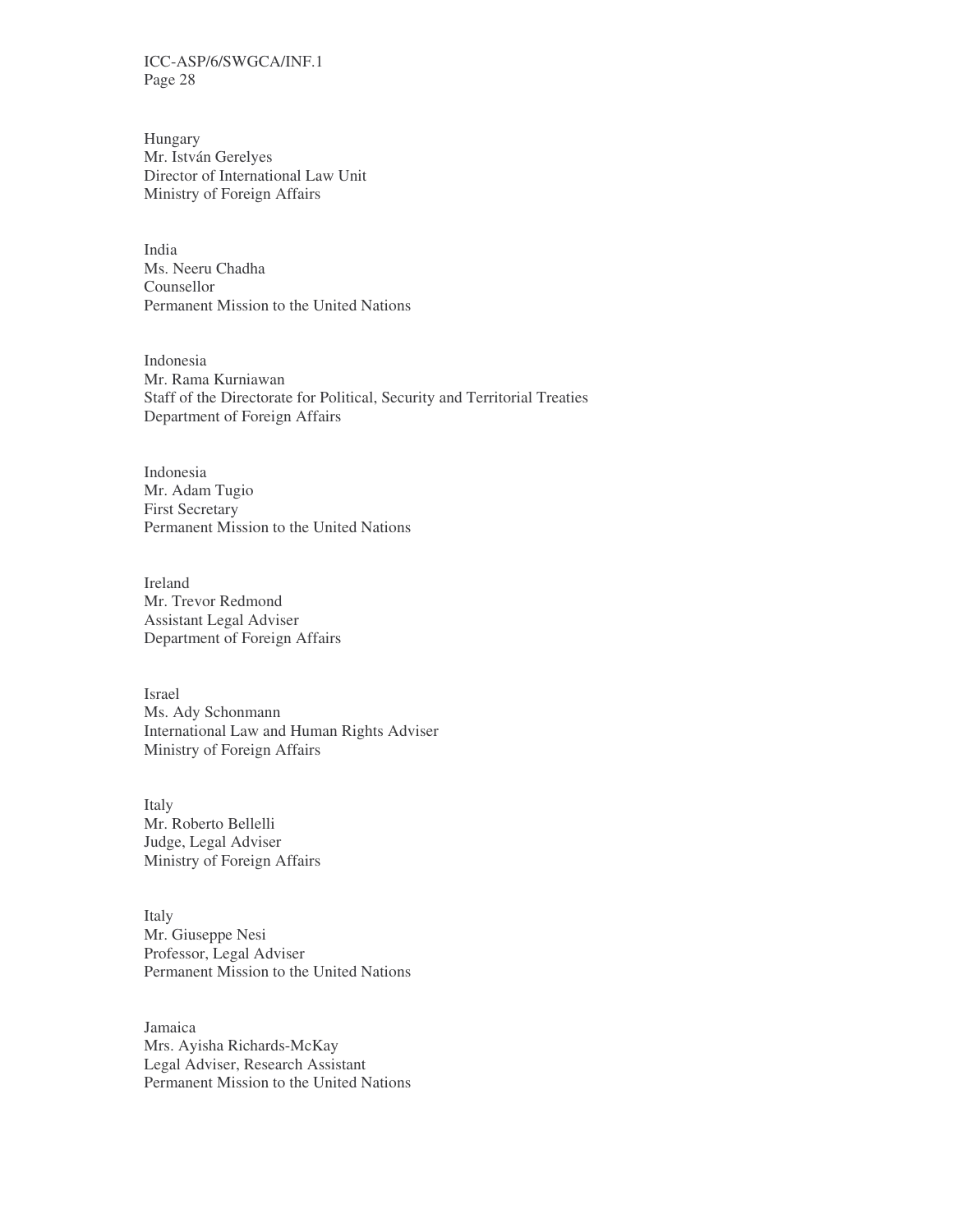Hungary
Mr. István Gerelyes
Director of International Law Unit
Ministry of Foreign Affairs

India
Ms. Neeru Chadha
Counsellor
Permanent Mission to the United Nations

Indonesia
Mr. Rama Kurniawan
Staff of the Directorate for Political, Security and Territorial Treaties
Department of Foreign Affairs

Indonesia
Mr. Adam Tugio
First Secretary
Permanent Mission to the United Nations

Ireland
Mr. Trevor Redmond
Assistant Legal Adviser
Department of Foreign Affairs

Israel
Ms. Ady Schonmann
International Law and Human Rights Adviser
Ministry of Foreign Affairs

Italy
Mr. Roberto Bellelli
Judge, Legal Adviser
Ministry of Foreign Affairs

Italy
Mr. Giuseppe Nesi
Professor, Legal Adviser
Permanent Mission to the United Nations

Jamaica
Mrs. Ayisha Richards-McKay
Legal Adviser, Research Assistant
Permanent Mission to the United Nations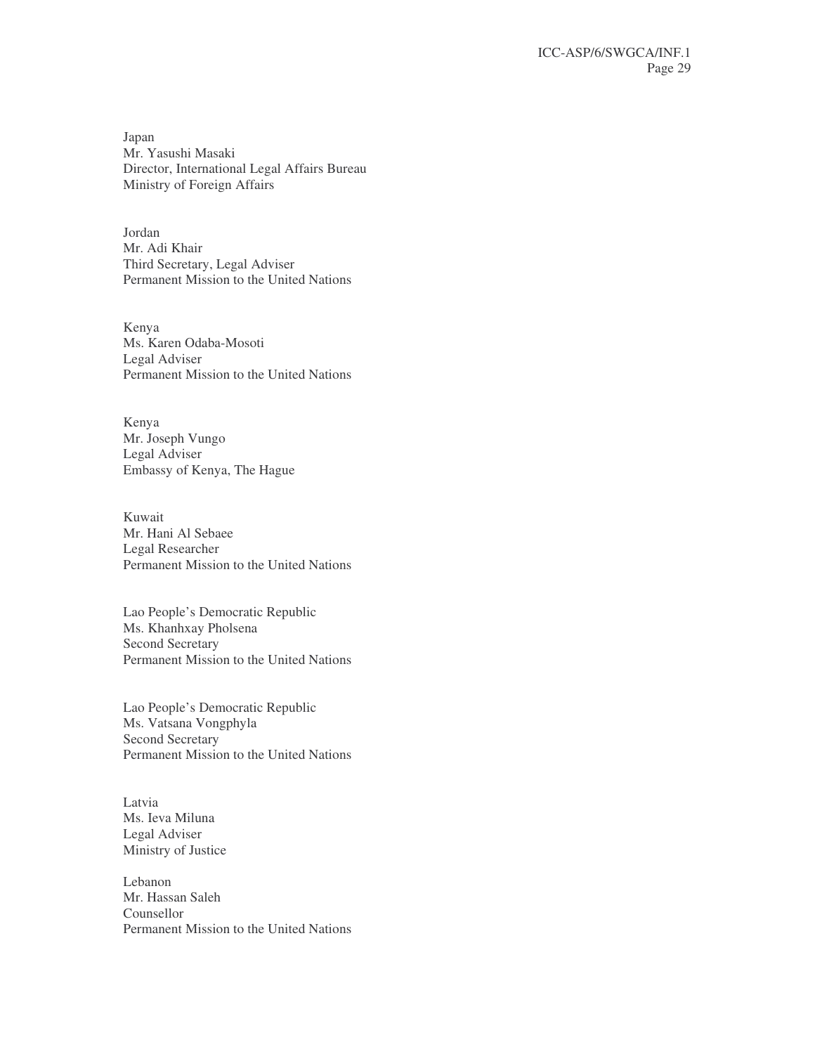Japan
Mr. Yasushi Masaki
Director, International Legal Affairs Bureau
Ministry of Foreign Affairs

Jordan
Mr. Adi Khair
Third Secretary, Legal Adviser
Permanent Mission to the United Nations

Kenya
Ms. Karen Odaba-Mosoti
Legal Adviser
Permanent Mission to the United Nations

Kenya
Mr. Joseph Vungo
Legal Adviser
Embassy of Kenya, The Hague

Kuwait
Mr. Hani Al Sebaee
Legal Researcher
Permanent Mission to the United Nations

Lao People's Democratic Republic
Ms. Khanhxay Pholsena
Second Secretary
Permanent Mission to the United Nations

Lao People's Democratic Republic
Ms. Vatsana Vongphyla
Second Secretary
Permanent Mission to the United Nations

Latvia
Ms. Ieva Miluna
Legal Adviser
Ministry of Justice

Lebanon
Mr. Hassan Saleh
Counsellor
Permanent Mission to the United Nations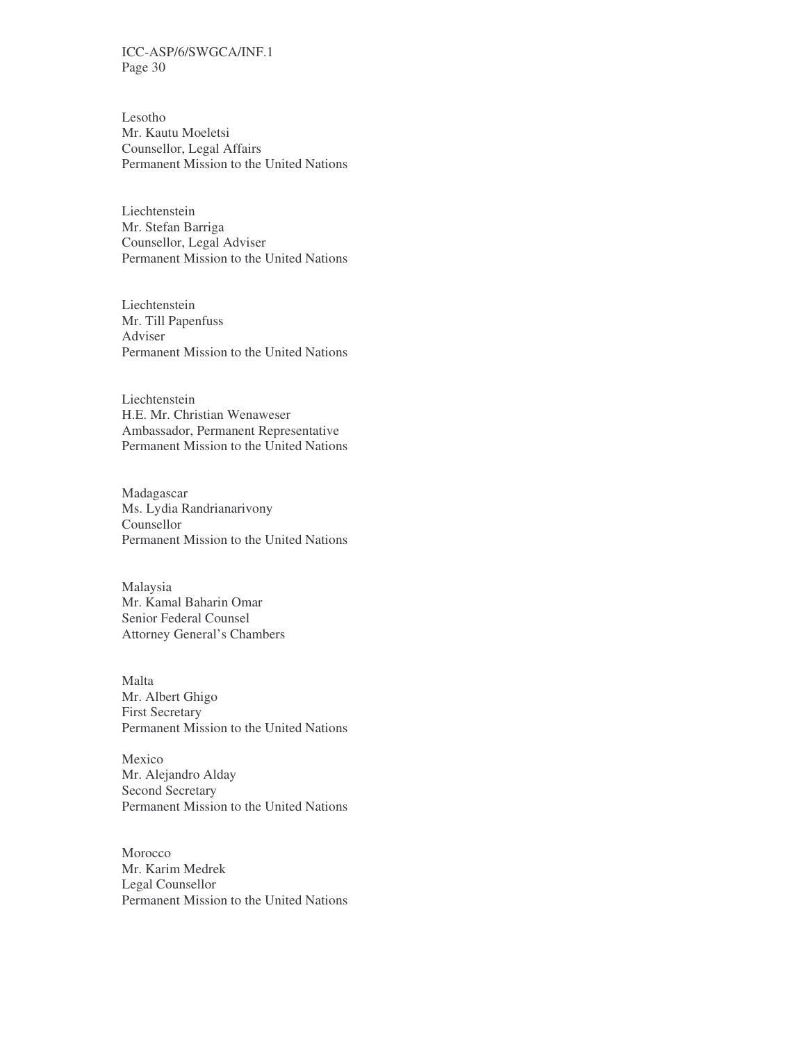Lesotho
Mr. Kautu Moeletsi
Counsellor, Legal Affairs
Permanent Mission to the United Nations

Liechtenstein
Mr. Stefan Barriga
Counsellor, Legal Adviser
Permanent Mission to the United Nations

Liechtenstein
Mr. Till Papenfuss
Adviser
Permanent Mission to the United Nations

Liechtenstein
H.E. Mr. Christian Wenaweser
Ambassador, Permanent Representative
Permanent Mission to the United Nations

Madagascar
Ms. Lydia Randrianarivony
Counsellor
Permanent Mission to the United Nations

Malaysia
Mr. Kamal Baharin Omar
Senior Federal Counsel
Attorney General's Chambers

Malta
Mr. Albert Ghigo
First Secretary
Permanent Mission to the United Nations

Mexico
Mr. Alejandro Alday
Second Secretary
Permanent Mission to the United Nations

Morocco
Mr. Karim Medrek
Legal Counsellor
Permanent Mission to the United Nations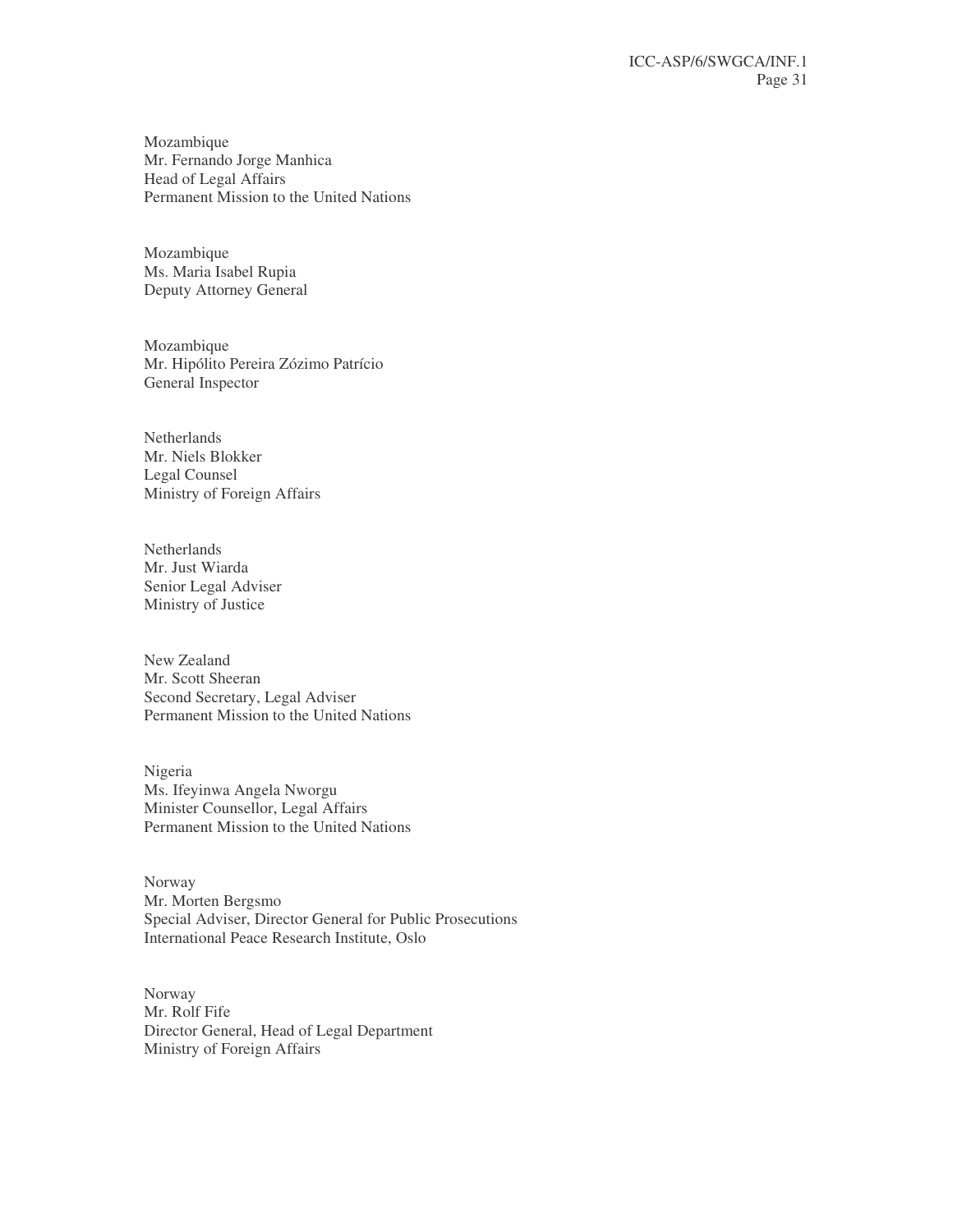Mozambique
Mr. Fernando Jorge Manhica
Head of Legal Affairs
Permanent Mission to the United Nations

Mozambique
Ms. Maria Isabel Rupia
Deputy Attorney General

Mozambique
Mr. Hipólito Pereira Zózimo Patrício
General Inspector

Netherlands
Mr. Niels Blokker
Legal Counsel
Ministry of Foreign Affairs

Netherlands
Mr. Just Wiarda
Senior Legal Adviser
Ministry of Justice

New Zealand
Mr. Scott Sheeran
Second Secretary, Legal Adviser
Permanent Mission to the United Nations

Nigeria
Ms. Ifeyinwa Angela Nworgu
Minister Counsellor, Legal Affairs
Permanent Mission to the United Nations

Norway
Mr. Morten Bergsmo
Special Adviser, Director General for Public Prosecutions
International Peace Research Institute, Oslo

Norway
Mr. Rolf Fife
Director General, Head of Legal Department
Ministry of Foreign Affairs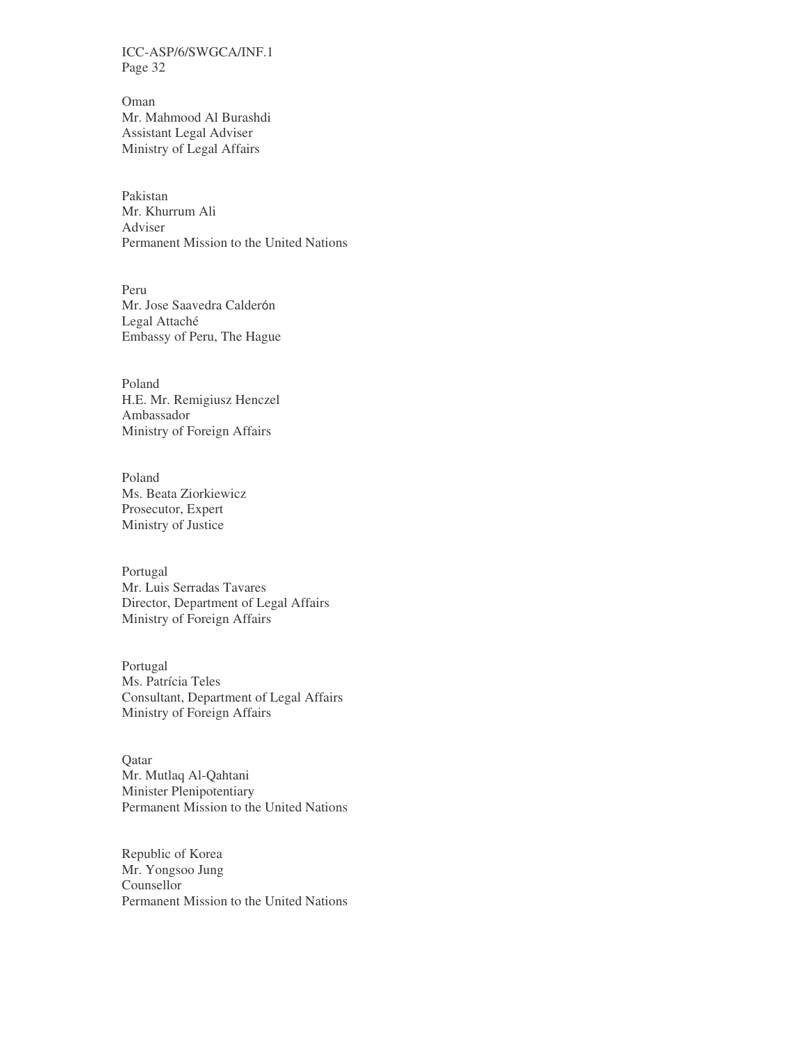Oman
Mr. Mahmood Al Burashdi
Assistant Legal Adviser
Ministry of Legal Affairs

Pakistan
Mr. Khurrum Ali
Adviser
Permanent Mission to the United Nations

Peru
Mr. Jose Saavedra Calderón
Legal Attaché
Embassy of Peru, The Hague

Poland
H.E. Mr. Remigiusz Henczel
Ambassador
Ministry of Foreign Affairs

Poland
Ms. Beata Ziorkiewicz
Prosecutor, Expert
Ministry of Justice

Portugal
Mr. Luis Serradas Tavares
Director, Department of Legal Affairs
Ministry of Foreign Affairs

Portugal
Ms. Patrícia Teles
Consultant, Department of Legal Affairs
Ministry of Foreign Affairs

Qatar
Mr. Mutlaq Al-Qahtani
Minister Plenipotentiary
Permanent Mission to the United Nations

Republic of Korea
Mr. Yongsoo Jung
Counsellor
Permanent Mission to the United Nations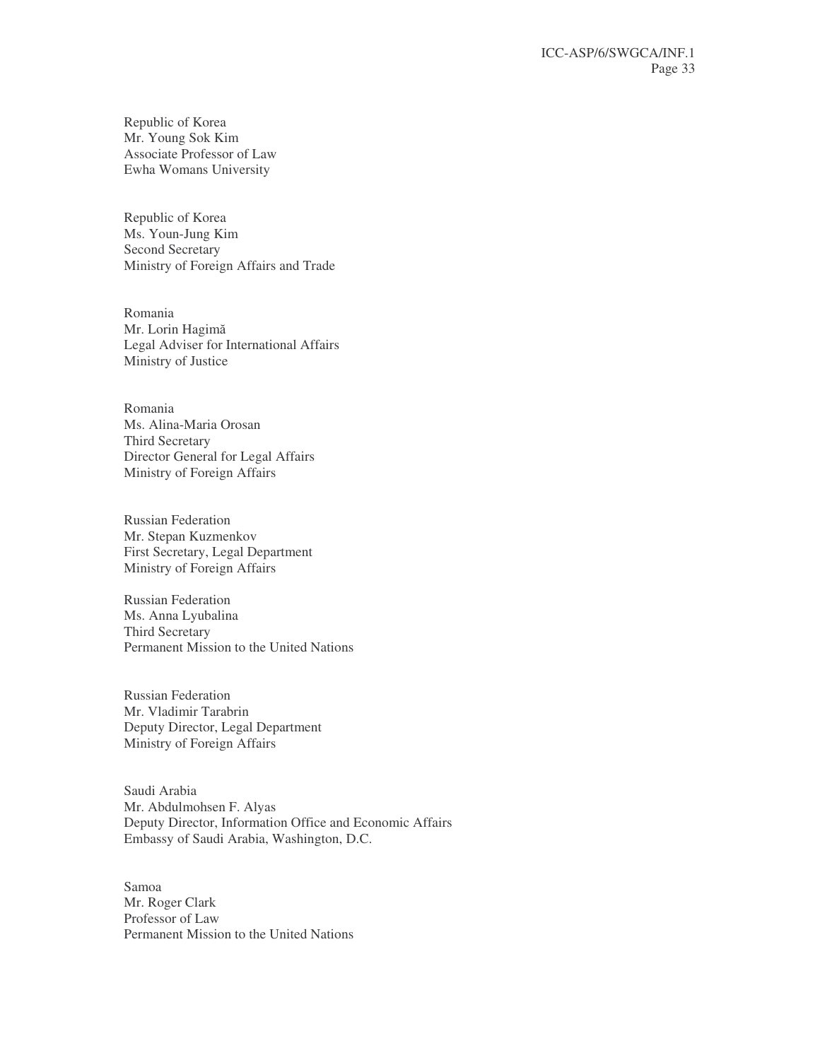Republic of Korea
Mr. Young Sok Kim
Associate Professor of Law
Ewha Womans University

Republic of Korea
Ms. Youn-Jung Kim
Second Secretary
Ministry of Foreign Affairs and Trade

Romania
Mr. Lorin Hagimă
Legal Adviser for International Affairs
Ministry of Justice

Romania
Ms. Alina-Maria Orosan
Third Secretary
Director General for Legal Affairs
Ministry of Foreign Affairs

Russian Federation
Mr. Stepan Kuzmenkov
First Secretary, Legal Department
Ministry of Foreign Affairs

Russian Federation
Ms. Anna Lyubalina
Third Secretary
Permanent Mission to the United Nations

Russian Federation
Mr. Vladimir Tarabrin
Deputy Director, Legal Department
Ministry of Foreign Affairs

Saudi Arabia
Mr. Abdulmohsen F. Alyas
Deputy Director, Information Office and Economic Affairs
Embassy of Saudi Arabia, Washington, D.C.

Samoa
Mr. Roger Clark
Professor of Law
Permanent Mission to the United Nations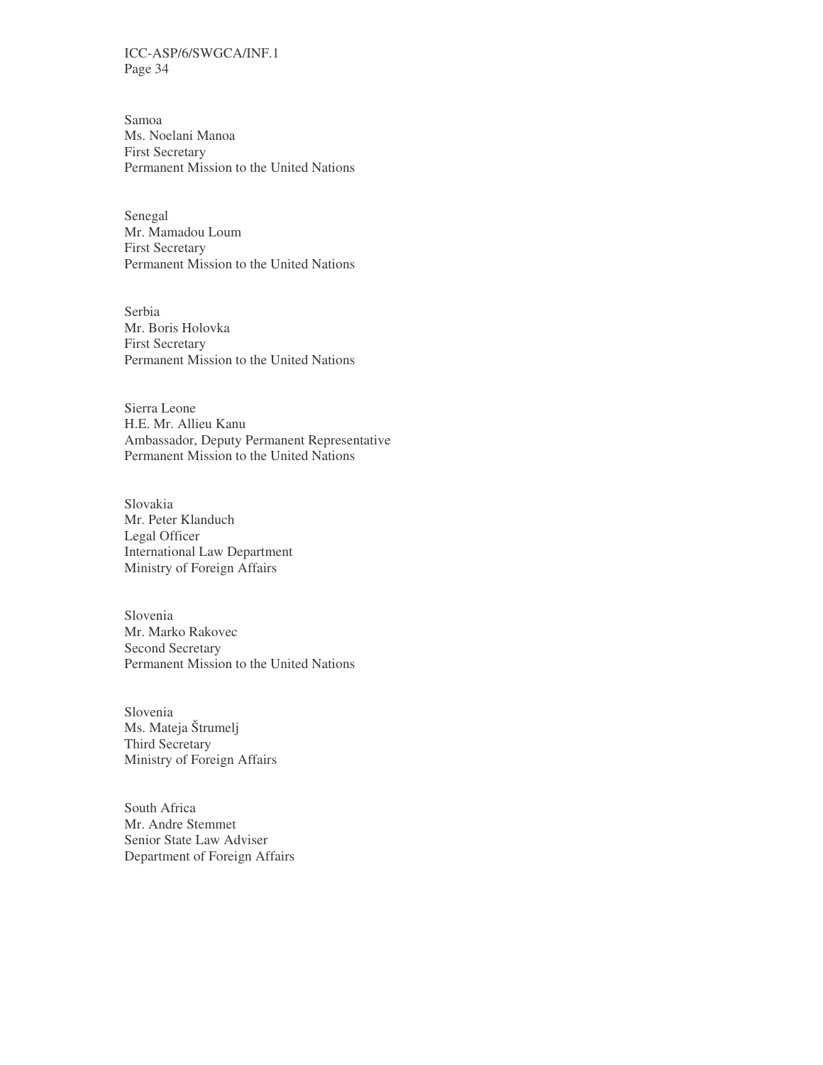Samoa
Ms. Noelani Manoa
First Secretary
Permanent Mission to the United Nations

Senegal
Mr. Mamadou Loum
First Secretary
Permanent Mission to the United Nations

Serbia
Mr. Boris Holovka
First Secretary
Permanent Mission to the United Nations

Sierra Leone
H.E. Mr. Allieu Kanu
Ambassador, Deputy Permanent Representative
Permanent Mission to the United Nations

Slovakia
Mr. Peter Klanduch
Legal Officer
International Law Department
Ministry of Foreign Affairs

Slovenia
Mr. Marko Rakovec
Second Secretary
Permanent Mission to the United Nations

Slovenia
Ms. Mateja Štrumelj
Third Secretary
Ministry of Foreign Affairs

South Africa
Mr. Andre Stemmet
Senior State Law Adviser
Department of Foreign Affairs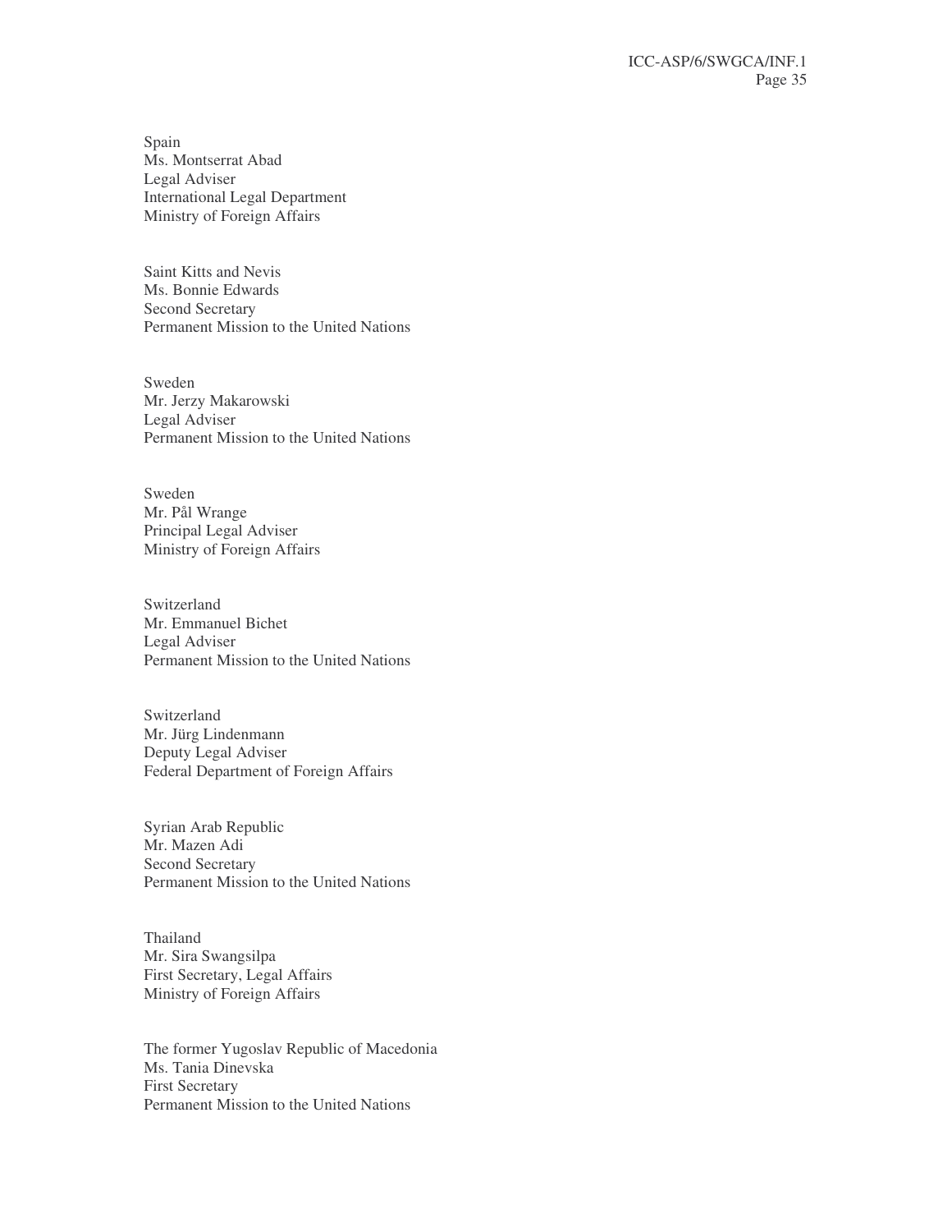Spain
Ms. Montserrat Abad
Legal Adviser
International Legal Department
Ministry of Foreign Affairs

Saint Kitts and Nevis
Ms. Bonnie Edwards
Second Secretary
Permanent Mission to the United Nations

Sweden
Mr. Jerzy Makarowski
Legal Adviser
Permanent Mission to the United Nations

Sweden
Mr. Pål Wrange
Principal Legal Adviser
Ministry of Foreign Affairs

Switzerland
Mr. Emmanuel Bichet
Legal Adviser
Permanent Mission to the United Nations

Switzerland
Mr. Jürg Lindenmann
Deputy Legal Adviser
Federal Department of Foreign Affairs

Syrian Arab Republic
Mr. Mazen Adi
Second Secretary
Permanent Mission to the United Nations

Thailand
Mr. Sira Swangsilpa
First Secretary, Legal Affairs
Ministry of Foreign Affairs

The former Yugoslav Republic of Macedonia
Ms. Tania Dinevska
First Secretary
Permanent Mission to the United Nations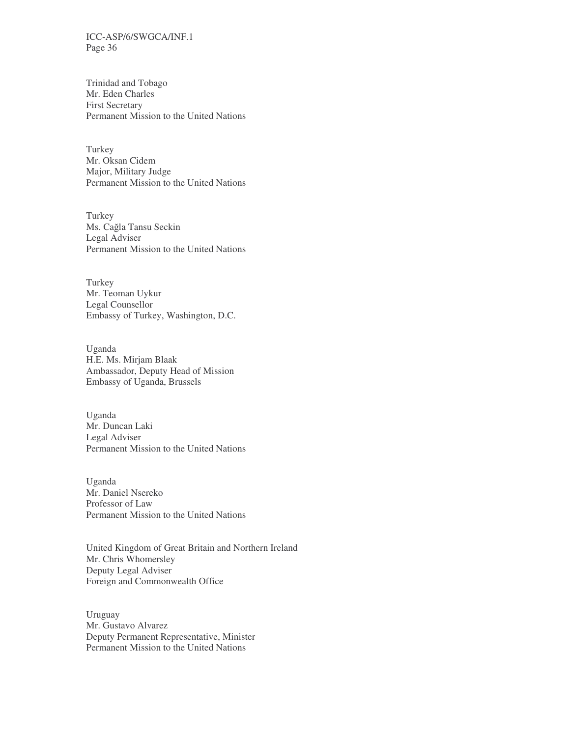Trinidad and Tobago
Mr. Eden Charles
First Secretary
Permanent Mission to the United Nations

Turkey
Mr. Oksan Cidem
Major, Military Judge
Permanent Mission to the United Nations

Turkey
Ms. Cağla Tansu Seckin
Legal Adviser
Permanent Mission to the United Nations

Turkey
Mr. Teoman Uykur
Legal Counsellor
Embassy of Turkey, Washington, D.C.

Uganda
H.E. Ms. Mirjam Blaak
Ambassador, Deputy Head of Mission
Embassy of Uganda, Brussels

Uganda
Mr. Duncan Laki
Legal Adviser
Permanent Mission to the United Nations

Uganda
Mr. Daniel Nsereko
Professor of Law
Permanent Mission to the United Nations

United Kingdom of Great Britain and Northern Ireland
Mr. Chris Whomersley
Deputy Legal Adviser
Foreign and Commonwealth Office

Uruguay
Mr. Gustavo Alvarez
Deputy Permanent Representative, Minister
Permanent Mission to the United Nations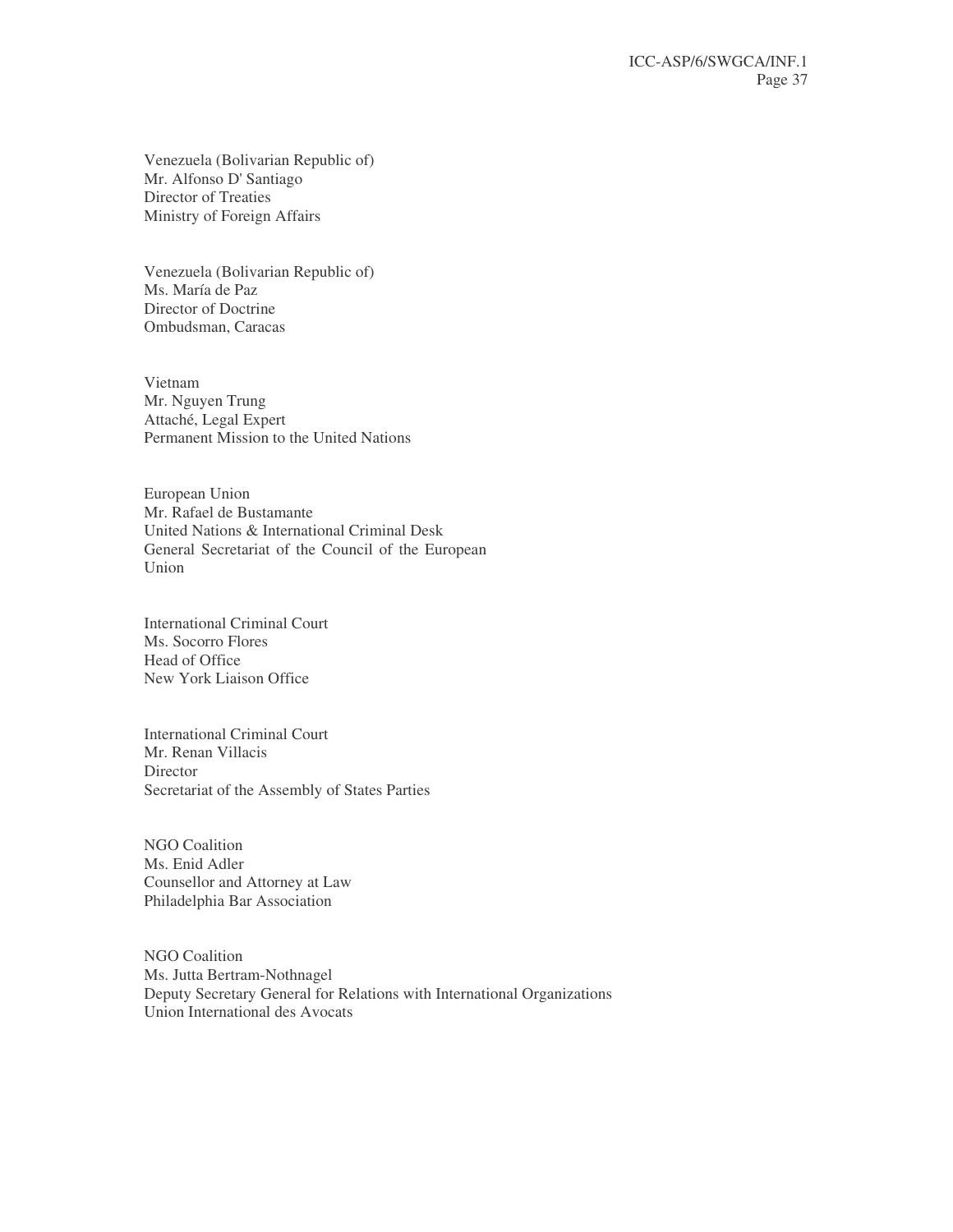Venezuela (Bolivarian Republic of)
Mr. Alfonso D' Santiago
Director of Treaties
Ministry of Foreign Affairs

Venezuela (Bolivarian Republic of)
Ms. María de Paz
Director of Doctrine
Ombudsman, Caracas

Vietnam
Mr. Nguyen Trung
Attaché, Legal Expert
Permanent Mission to the United Nations

European Union
Mr. Rafael de Bustamante
United Nations & International Criminal Desk
General Secretariat of the Council of the European Union

International Criminal Court
Ms. Socorro Flores
Head of Office
New York Liaison Office

International Criminal Court
Mr. Renan Villacis
Director
Secretariat of the Assembly of States Parties

NGO Coalition
Ms. Enid Adler
Counsellor and Attorney at Law
Philadelphia Bar Association

NGO Coalition
Ms. Jutta Bertram-Nothnagel
Deputy Secretary General for Relations with International Organizations
Union International des Avocats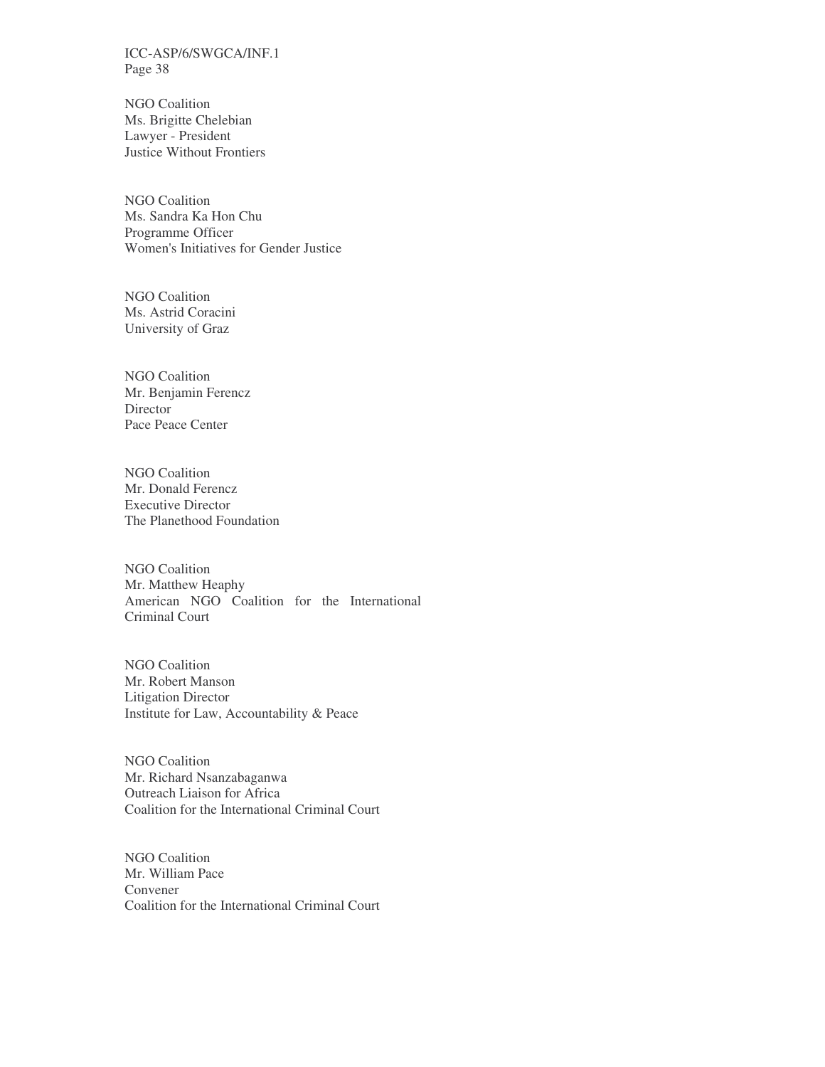NGO Coalition
Ms. Brigitte Chelebian
Lawyer - President
Justice Without Frontiers

NGO Coalition
Ms. Sandra Ka Hon Chu
Programme Officer
Women's Initiatives for Gender Justice

NGO Coalition
Ms. Astrid Coracini
University of Graz

NGO Coalition
Mr. Benjamin Ferencz
Director
Pace Peace Center

NGO Coalition
Mr. Donald Ferencz
Executive Director
The Planethood Foundation

NGO Coalition
Mr. Matthew Heaphy
American NGO Coalition for the International Criminal Court

NGO Coalition
Mr. Robert Manson
Litigation Director
Institute for Law, Accountability & Peace

NGO Coalition
Mr. Richard Nsanzabaganwa
Outreach Liaison for Africa
Coalition for the International Criminal Court

NGO Coalition
Mr. William Pace
Convener
Coalition for the International Criminal Court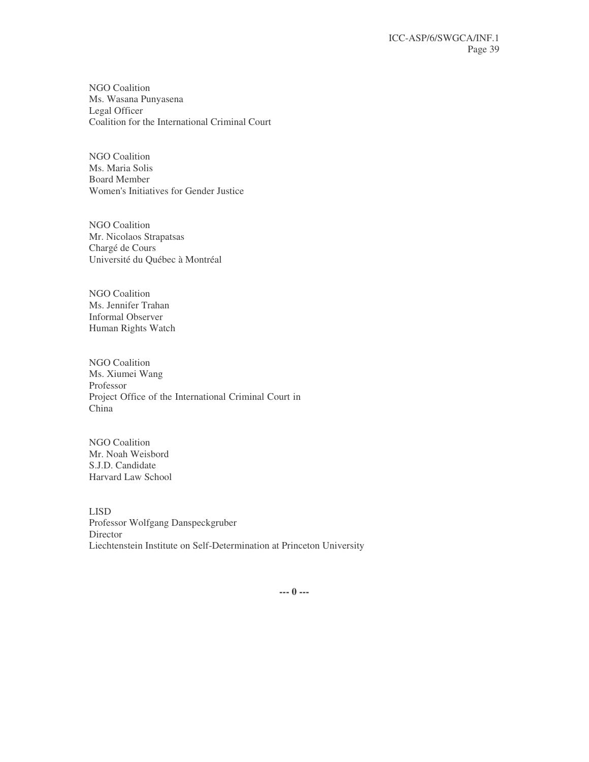NGO Coalition
Ms. Wasana Punyasena
Legal Officer
Coalition for the International Criminal Court

NGO Coalition
Ms. Maria Solis
Board Member
Women's Initiatives for Gender Justice

NGO Coalition
Mr. Nicolaos Strapatsas
Chargé de Cours
Université du Québec à Montréal

NGO Coalition
Ms. Jennifer Trahan
Informal Observer
Human Rights Watch

NGO Coalition
Ms. Xiumei Wang
Professor
Project Office of the International Criminal Court in China

NGO Coalition
Mr. Noah Weisbord
S.J.D. Candidate
Harvard Law School

LISD
Professor Wolfgang Danspeckgruber
Director
Liechtenstein Institute on Self-Determination at Princeton University

**--- 0 ---**